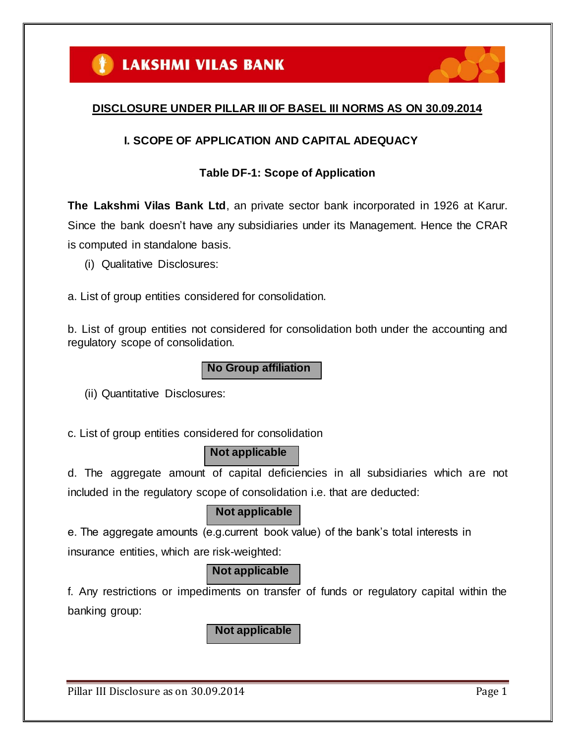# DISCLOSURE UNDER PILLAR III OF BASEL III NORMS AS ON 30.09.2014

## I. SCOPE OF APPLICATION AND CAPITAL ADEQUACY

### Table DF-1: Scope of Application

**The Lakshmi Vilas Bank Ltd**, an private sector bank incorporated in 1926 at Karur. Since the bank doesn't have any subsidiaries under its Management. Hence the CRAR is computed in standalone basis.

(i) Qualitative Disclosures:

a. List of group entities considered for consolidation.

b. List of group entities not considered for consolidation both under the accounting and regulatory scope of consolidation.

**No Group affiliation**

(ii) Quantitative Disclosures:

c. List of group entities considered for consolidation

**Not applicable**

d. The aggregate amount of capital deficiencies in all subsidiaries which are not included in the regulatory scope of consolidation i.e. that are deducted:

**Not applicable**

e. The aggregate amounts (e.g.current book value) of the bank's total interests in insurance entities, which are risk-weighted:

**Not applicable**

f. Any restrictions or impediments on transfer of funds or regulatory capital within the banking group:

**Not applicable**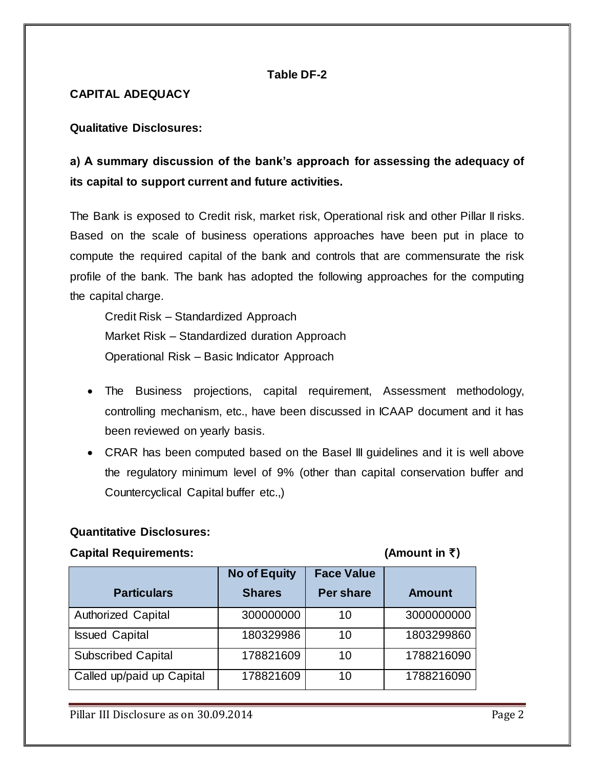**Table DF-2**

**CAPITAL ADEQUACY**

**Qualitative Disclosures:**

**a) A summary discussion of the bank's approach for assessing the adequacy of its capital to support current and future activities.**

The Bank is exposed to Credit risk, market risk, Operational risk and other Pillar II risks. Based on the scale of business operations approaches have been put in place to compute the required capital of the bank and controls that are commensurate the risk profile of the bank. The bank has adopted the following approaches for the computing the capital charge.

Credit Risk – Standardized Approach
Market Risk – Standardized duration Approach
Operational Risk – Basic Indicator Approach

- The Business projections, capital requirement, Assessment methodology, controlling mechanism, etc., have been discussed in ICAAP document and it has been reviewed on yearly basis.
- CRAR has been computed based on the Basel III guidelines and it is well above the regulatory minimum level of 9% (other than capital conservation buffer and Countercyclical Capital buffer etc.,)

**Quantitative Disclosures:**

**Capital Requirements:** **(Amount in ₹)**

| Particulars | No of Equity Shares | Face Value Per share | Amount |
|---|---|---|---|
| Authorized Capital | 300000000 | 10 | 3000000000 |
| Issued Capital | 180329986 | 10 | 1803299860 |
| Subscribed Capital | 178821609 | 10 | 1788216090 |
| Called up/paid up Capital | 178821609 | 10 | 1788216090 |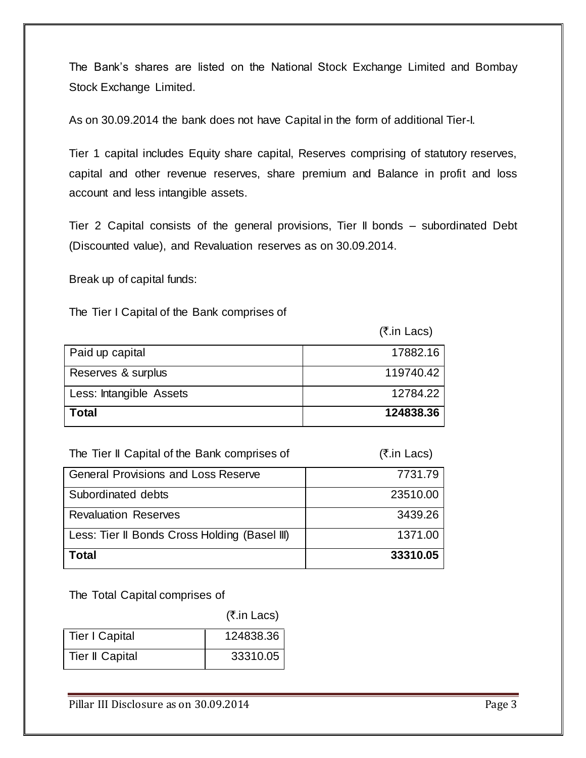The Bank's shares are listed on the National Stock Exchange Limited and Bombay Stock Exchange Limited.

As on 30.09.2014 the bank does not have Capital in the form of additional Tier-I.

Tier 1 capital includes Equity share capital, Reserves comprising of statutory reserves, capital and other revenue reserves, share premium and Balance in profit and loss account and less intangible assets.

Tier 2 Capital consists of the general provisions, Tier II bonds – subordinated Debt (Discounted value), and Revaluation reserves as on 30.09.2014.

Break up of capital funds:

The Tier I Capital of the Bank comprises of

(₹.in Lacs)

| | |
|---|---|
| Paid up capital | 17882.16 |
| Reserves & surplus | 119740.42 |
| Less: Intangible Assets | 12784.22 |
| **Total** | **124838.36** |

The Tier II Capital of the Bank comprises of (₹.in Lacs)

| | |
|---|---|
| General Provisions and Loss Reserve | 7731.79 |
| Subordinated debts | 23510.00 |
| Revaluation Reserves | 3439.26 |
| Less: Tier II Bonds Cross Holding (Basel III) | 1371.00 |
| **Total** | **33310.05** |

The Total Capital comprises of

(₹.in Lacs)

| | |
|---|---|
| Tier I Capital | 124838.36 |
| Tier II Capital | 33310.05 |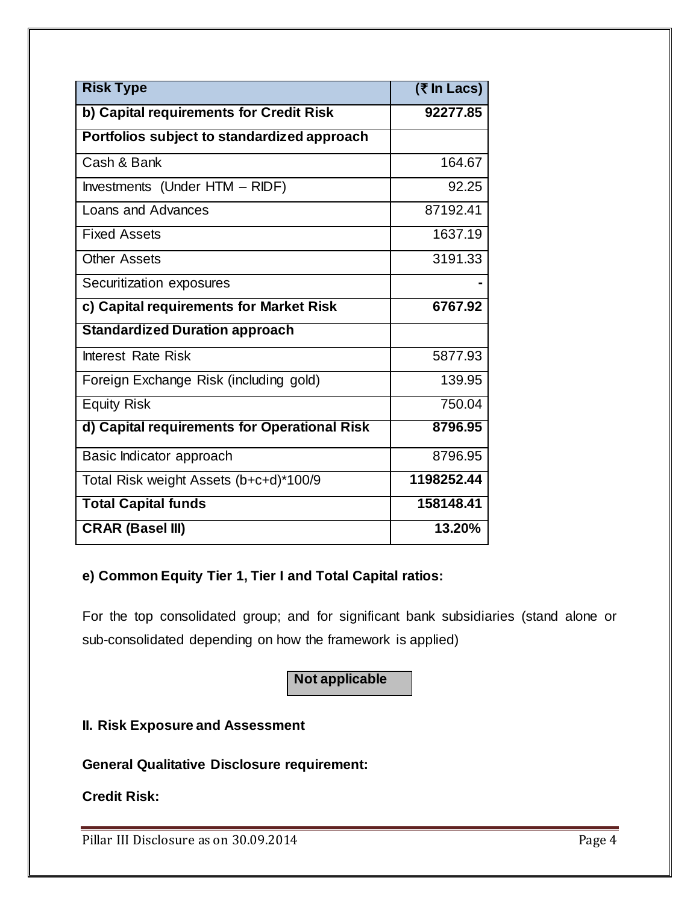| Risk Type | (₹ In Lacs) |
| --- | --- |
| **b) Capital requirements for Credit Risk** | **92277.85** |
| **Portfolios subject to standardized approach** | |
| Cash & Bank | 164.67 |
| Investments (Under HTM – RIDF) | 92.25 |
| Loans and Advances | 87192.41 |
| Fixed Assets | 1637.19 |
| Other Assets | 3191.33 |
| Securitization exposures | - |
| **c) Capital requirements for Market Risk** | **6767.92** |
| **Standardized Duration approach** | |
| Interest Rate Risk | 5877.93 |
| Foreign Exchange Risk (including gold) | 139.95 |
| Equity Risk | 750.04 |
| **d) Capital requirements for Operational Risk** | **8796.95** |
| Basic Indicator approach | 8796.95 |
| Total Risk weight Assets (b+c+d)*100/9 | **1198252.44** |
| **Total Capital funds** | **158148.41** |
| **CRAR (Basel III)** | **13.20%** |

**e) Common Equity Tier 1, Tier I and Total Capital ratios:**

For the top consolidated group; and for significant bank subsidiaries (stand alone or sub-consolidated depending on how the framework is applied)

**Not applicable**

**II. Risk Exposure and Assessment**

**General Qualitative Disclosure requirement:**

**Credit Risk:**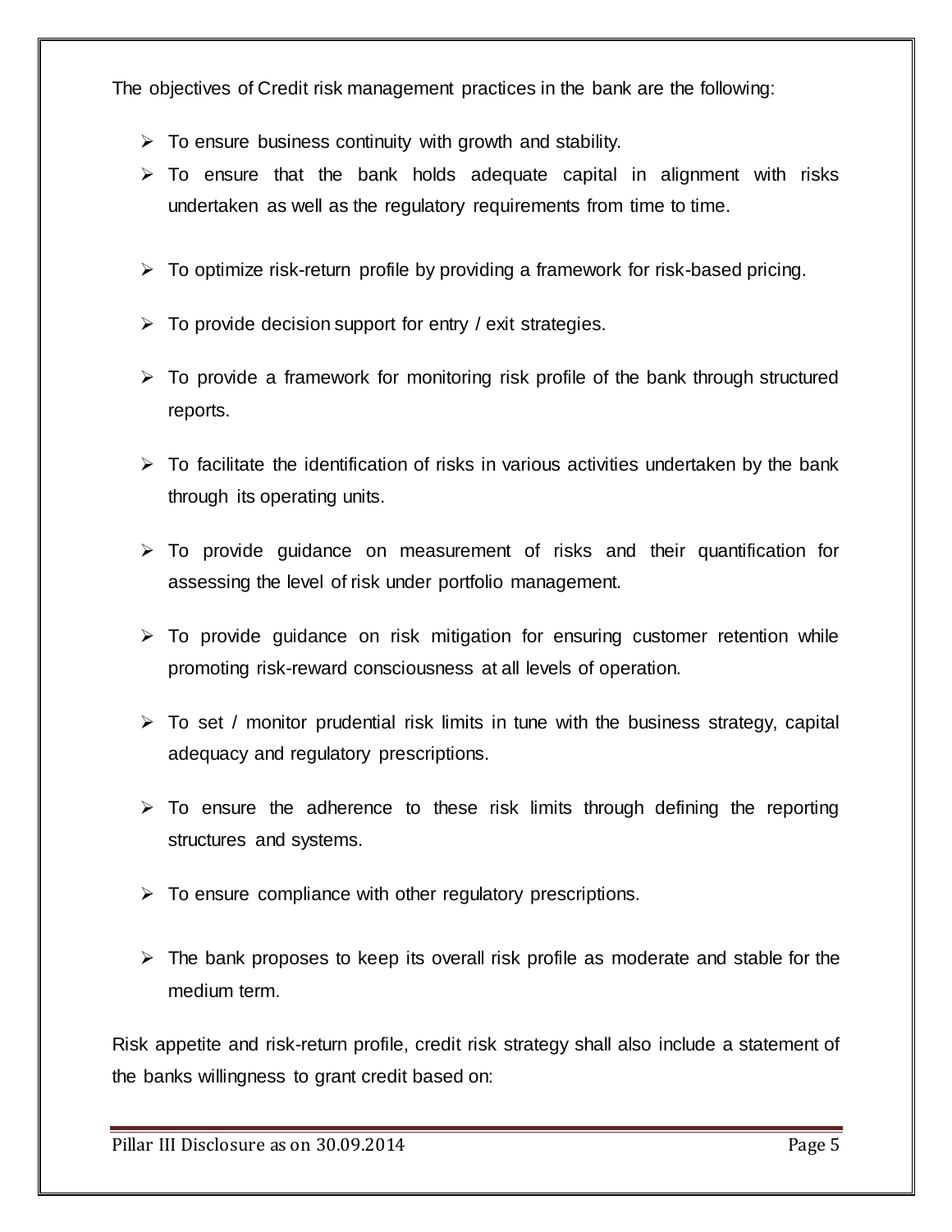The objectives of Credit risk management practices in the bank are the following:

- To ensure business continuity with growth and stability.
- To ensure that the bank holds adequate capital in alignment with risks undertaken as well as the regulatory requirements from time to time.
- To optimize risk-return profile by providing a framework for risk-based pricing.
- To provide decision support for entry / exit strategies.
- To provide a framework for monitoring risk profile of the bank through structured reports.
- To facilitate the identification of risks in various activities undertaken by the bank through its operating units.
- To provide guidance on measurement of risks and their quantification for assessing the level of risk under portfolio management.
- To provide guidance on risk mitigation for ensuring customer retention while promoting risk-reward consciousness at all levels of operation.
- To set / monitor prudential risk limits in tune with the business strategy, capital adequacy and regulatory prescriptions.
- To ensure the adherence to these risk limits through defining the reporting structures and systems.
- To ensure compliance with other regulatory prescriptions.
- The bank proposes to keep its overall risk profile as moderate and stable for the medium term.

Risk appetite and risk-return profile, credit risk strategy shall also include a statement of the banks willingness to grant credit based on: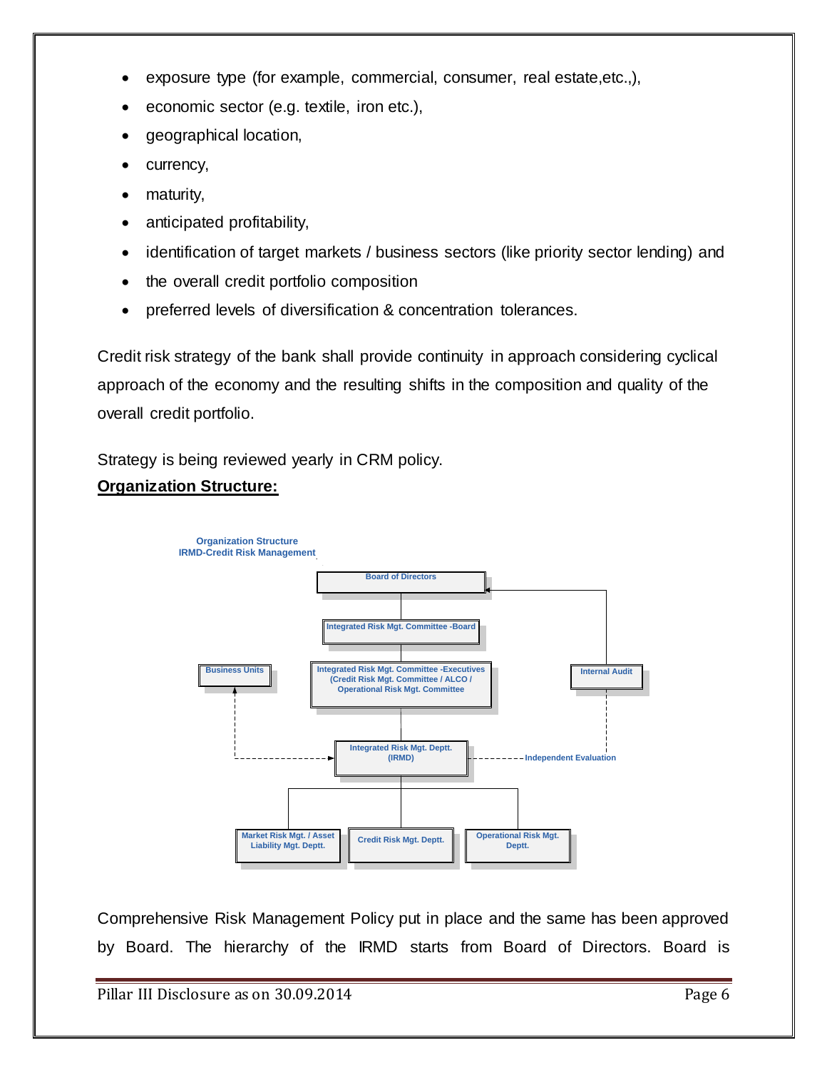- exposure type (for example, commercial, consumer, real estate,etc.,),
- economic sector (e.g. textile, iron etc.),
- geographical location,
- currency,
- maturity,
- anticipated profitability,
- identification of target markets / business sectors (like priority sector lending) and
- the overall credit portfolio composition
- preferred levels of diversification & concentration tolerances.

Credit risk strategy of the bank shall provide continuity in approach considering cyclical approach of the economy and the resulting shifts in the composition and quality of the overall credit portfolio.

Strategy is being reviewed yearly in CRM policy.

**Organization Structure:**

Organization Structure
IRMD-Credit Risk Management

- Board of Directors
- Integrated Risk Mgt. Committee -Board
- Integrated Risk Mgt. Committee -Executives (Credit Risk Mgt. Committee / ALCO / Operational Risk Mgt. Committee
- Business Units
- Internal Audit
- Integrated Risk Mgt. Deptt. (IRMD)
- Independent Evaluation
- Market Risk Mgt. / Asset Liability Mgt. Deptt.
- Credit Risk Mgt. Deptt.
- Operational Risk Mgt. Deptt.

Comprehensive Risk Management Policy put in place and the same has been approved by Board. The hierarchy of the IRMD starts from Board of Directors. Board is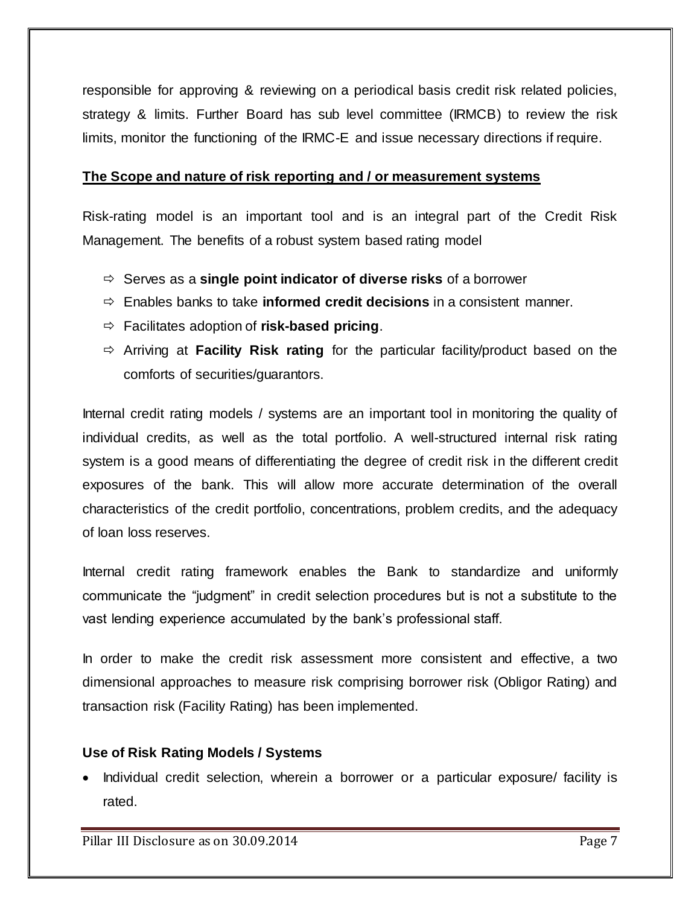responsible for approving & reviewing on a periodical basis credit risk related policies, strategy & limits. Further Board has sub level committee (IRMCB) to review the risk limits, monitor the functioning of the IRMC-E and issue necessary directions if require.

## The Scope and nature of risk reporting and / or measurement systems

Risk-rating model is an important tool and is an integral part of the Credit Risk Management. The benefits of a robust system based rating model

- ⇨ Serves as a **single point indicator of diverse risks** of a borrower
- ⇨ Enables banks to take **informed credit decisions** in a consistent manner.
- ⇨ Facilitates adoption of **risk-based pricing**.
- ⇨ Arriving at **Facility Risk rating** for the particular facility/product based on the comforts of securities/guarantors.

Internal credit rating models / systems are an important tool in monitoring the quality of individual credits, as well as the total portfolio. A well-structured internal risk rating system is a good means of differentiating the degree of credit risk in the different credit exposures of the bank. This will allow more accurate determination of the overall characteristics of the credit portfolio, concentrations, problem credits, and the adequacy of loan loss reserves.

Internal credit rating framework enables the Bank to standardize and uniformly communicate the "judgment" in credit selection procedures but is not a substitute to the vast lending experience accumulated by the bank's professional staff.

In order to make the credit risk assessment more consistent and effective, a two dimensional approaches to measure risk comprising borrower risk (Obligor Rating) and transaction risk (Facility Rating) has been implemented.

### Use of Risk Rating Models / Systems

- Individual credit selection, wherein a borrower or a particular exposure/ facility is rated.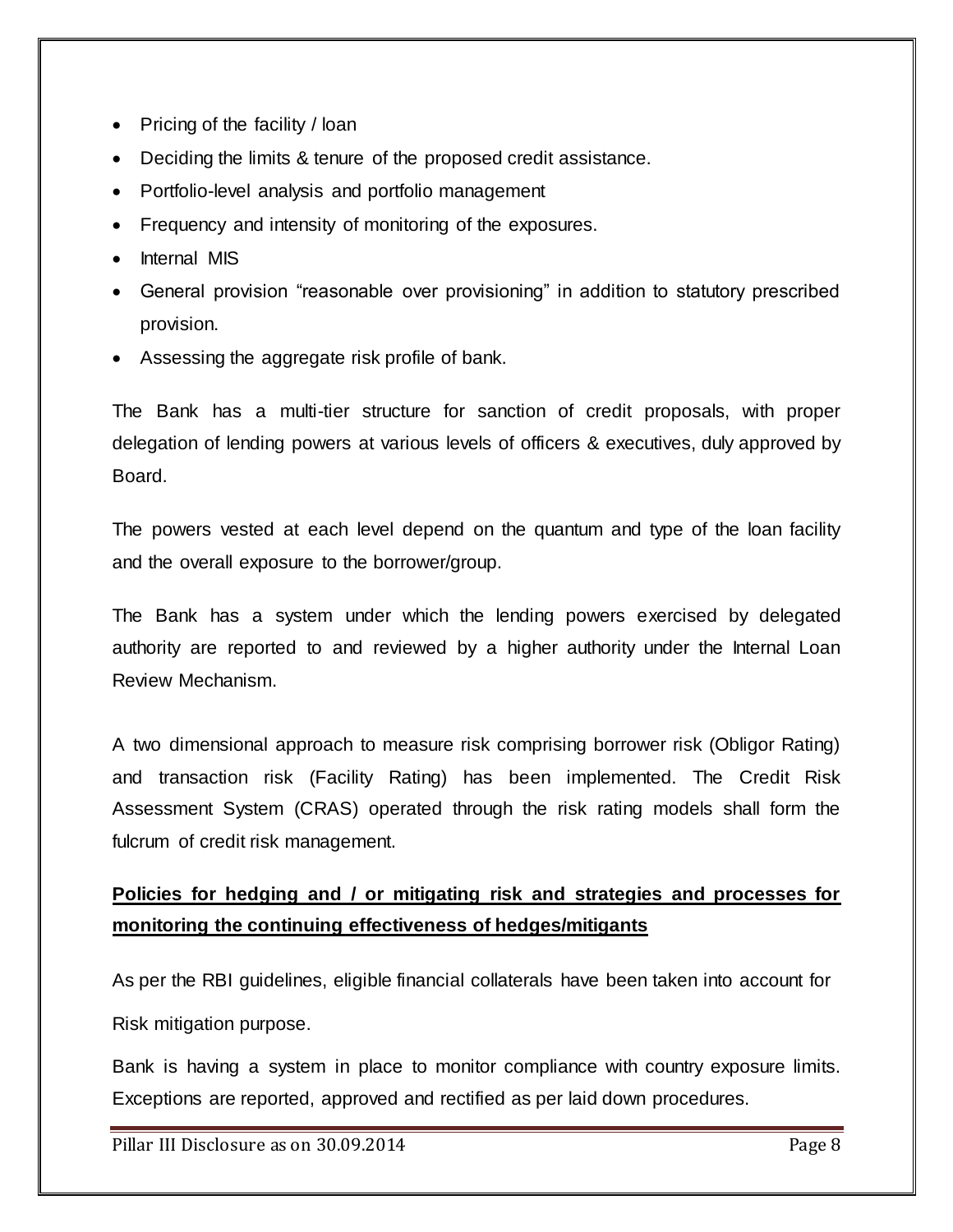- Pricing of the facility / loan
- Deciding the limits & tenure of the proposed credit assistance.
- Portfolio-level analysis and portfolio management
- Frequency and intensity of monitoring of the exposures.
- Internal MIS
- General provision "reasonable over provisioning" in addition to statutory prescribed provision.
- Assessing the aggregate risk profile of bank.

The Bank has a multi-tier structure for sanction of credit proposals, with proper delegation of lending powers at various levels of officers & executives, duly approved by Board.

The powers vested at each level depend on the quantum and type of the loan facility and the overall exposure to the borrower/group.

The Bank has a system under which the lending powers exercised by delegated authority are reported to and reviewed by a higher authority under the Internal Loan Review Mechanism.

A two dimensional approach to measure risk comprising borrower risk (Obligor Rating) and transaction risk (Facility Rating) has been implemented. The Credit Risk Assessment System (CRAS) operated through the risk rating models shall form the fulcrum of credit risk management.

**Policies for hedging and / or mitigating risk and strategies and processes for monitoring the continuing effectiveness of hedges/mitigants**

As per the RBI guidelines, eligible financial collaterals have been taken into account for Risk mitigation purpose.

Bank is having a system in place to monitor compliance with country exposure limits. Exceptions are reported, approved and rectified as per laid down procedures.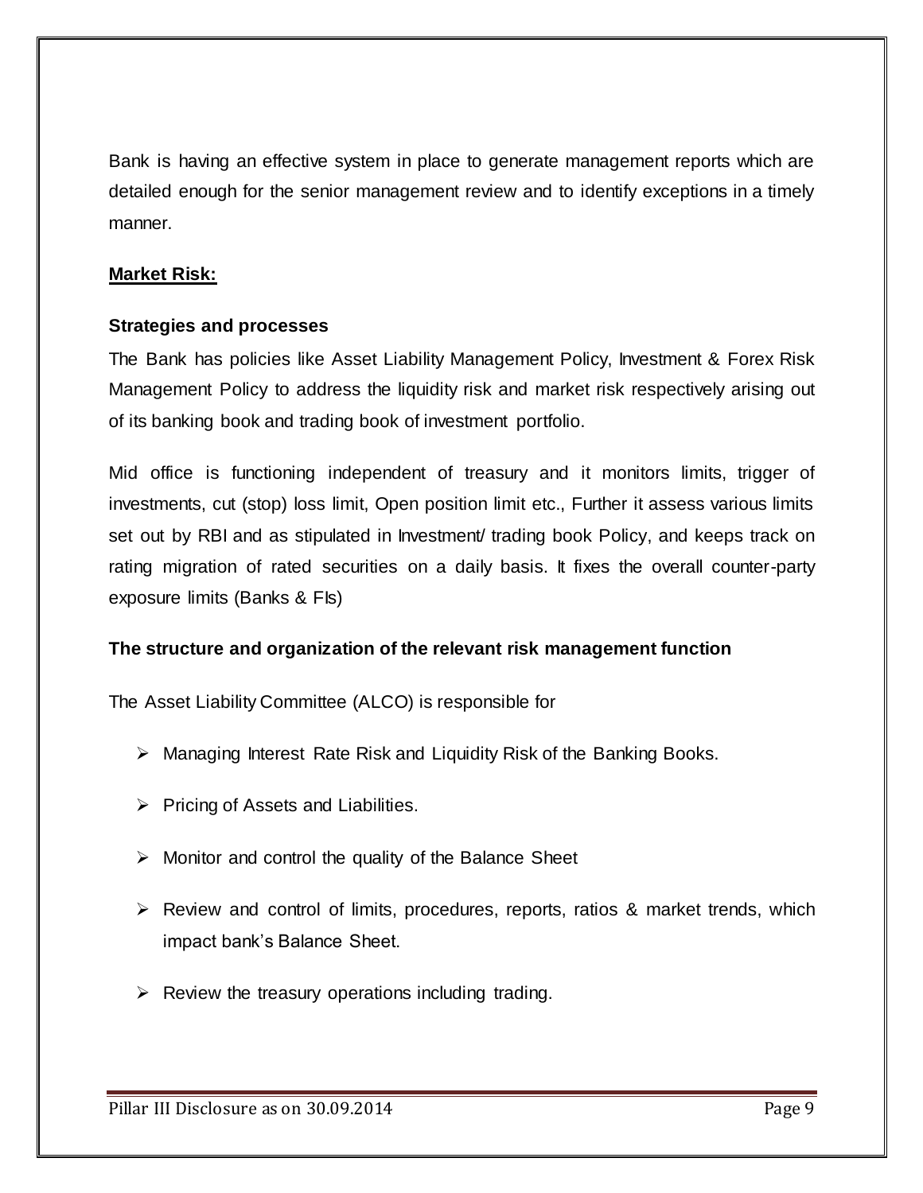Bank is having an effective system in place to generate management reports which are detailed enough for the senior management review and to identify exceptions in a timely manner.

## Market Risk:

### Strategies and processes

The Bank has policies like Asset Liability Management Policy, Investment & Forex Risk Management Policy to address the liquidity risk and market risk respectively arising out of its banking book and trading book of investment portfolio.

Mid office is functioning independent of treasury and it monitors limits, trigger of investments, cut (stop) loss limit, Open position limit etc., Further it assess various limits set out by RBI and as stipulated in Investment/ trading book Policy, and keeps track on rating migration of rated securities on a daily basis. It fixes the overall counter-party exposure limits (Banks & FIs)

### The structure and organization of the relevant risk management function

The Asset Liability Committee (ALCO) is responsible for

- Managing Interest Rate Risk and Liquidity Risk of the Banking Books.
- Pricing of Assets and Liabilities.
- Monitor and control the quality of the Balance Sheet
- Review and control of limits, procedures, reports, ratios & market trends, which impact bank's Balance Sheet.
- Review the treasury operations including trading.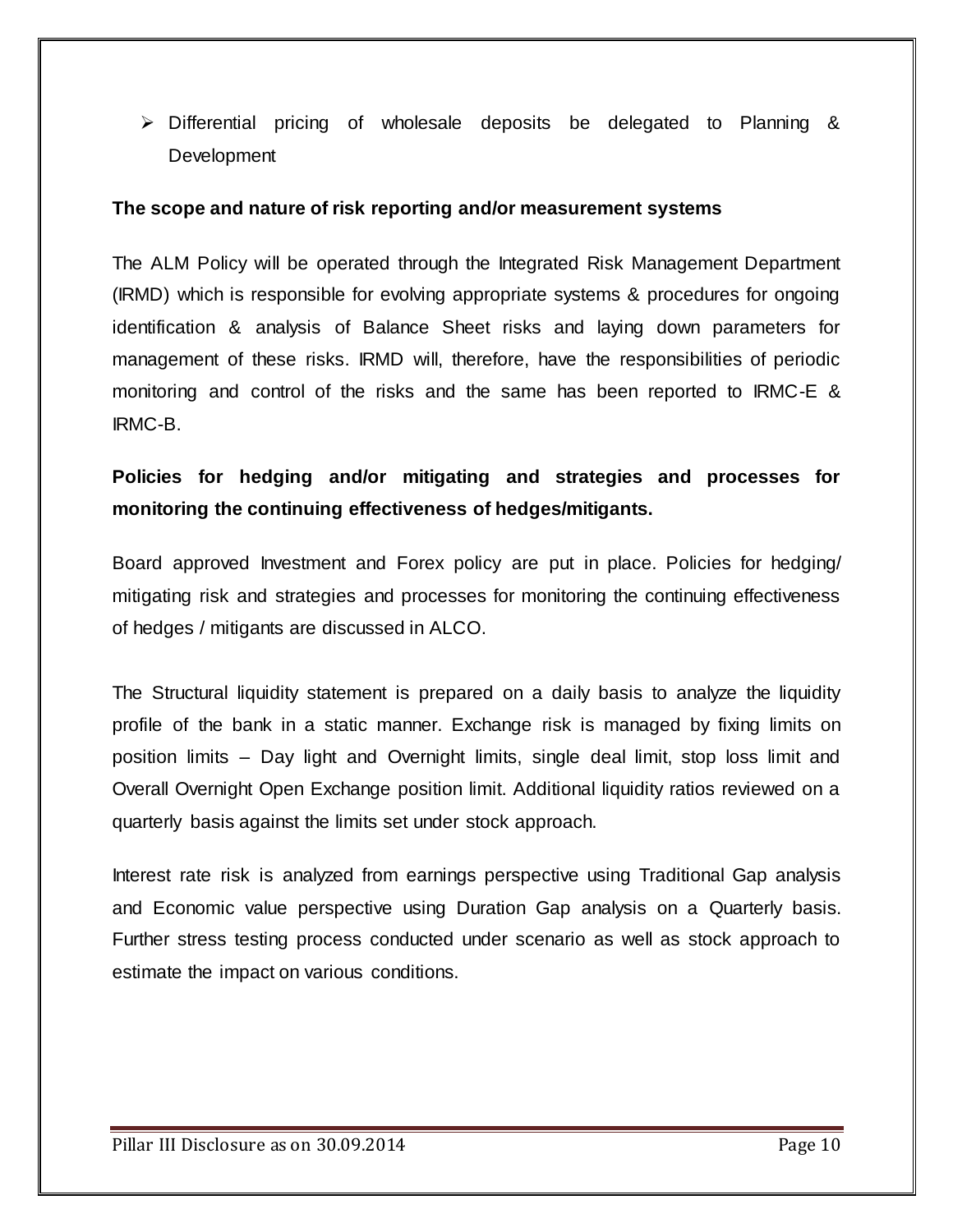- Differential pricing of wholesale deposits be delegated to Planning & Development

**The scope and nature of risk reporting and/or measurement systems**

The ALM Policy will be operated through the Integrated Risk Management Department (IRMD) which is responsible for evolving appropriate systems & procedures for ongoing identification & analysis of Balance Sheet risks and laying down parameters for management of these risks. IRMD will, therefore, have the responsibilities of periodic monitoring and control of the risks and the same has been reported to IRMC-E & IRMC-B.

**Policies for hedging and/or mitigating and strategies and processes for monitoring the continuing effectiveness of hedges/mitigants.**

Board approved Investment and Forex policy are put in place. Policies for hedging/ mitigating risk and strategies and processes for monitoring the continuing effectiveness of hedges / mitigants are discussed in ALCO.

The Structural liquidity statement is prepared on a daily basis to analyze the liquidity profile of the bank in a static manner. Exchange risk is managed by fixing limits on position limits – Day light and Overnight limits, single deal limit, stop loss limit and Overall Overnight Open Exchange position limit. Additional liquidity ratios reviewed on a quarterly basis against the limits set under stock approach.

Interest rate risk is analyzed from earnings perspective using Traditional Gap analysis and Economic value perspective using Duration Gap analysis on a Quarterly basis. Further stress testing process conducted under scenario as well as stock approach to estimate the impact on various conditions.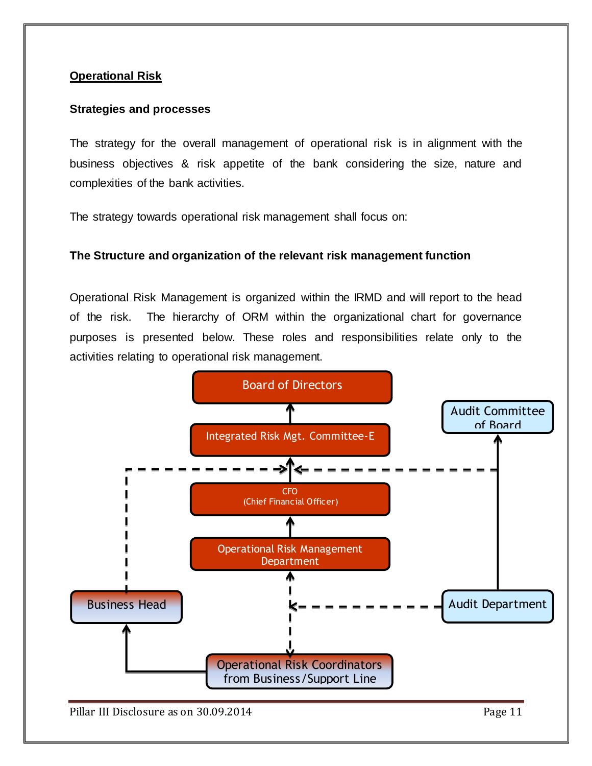## Operational Risk

### Strategies and processes

The strategy for the overall management of operational risk is in alignment with the business objectives & risk appetite of the bank considering the size, nature and complexities of the bank activities.

The strategy towards operational risk management shall focus on:

### The Structure and organization of the relevant risk management function

Operational Risk Management is organized within the IRMD and will report to the head of the risk. The hierarchy of ORM within the organizational chart for governance purposes is presented below. These roles and responsibilities relate only to the activities relating to operational risk management.

Board of Directors

Integrated Risk Mgt. Committee-E

Audit Committee of Board

CFO (Chief Financial Officer)

Operational Risk Management Department

Business Head

Audit Department

Operational Risk Coordinators from Business/Support Line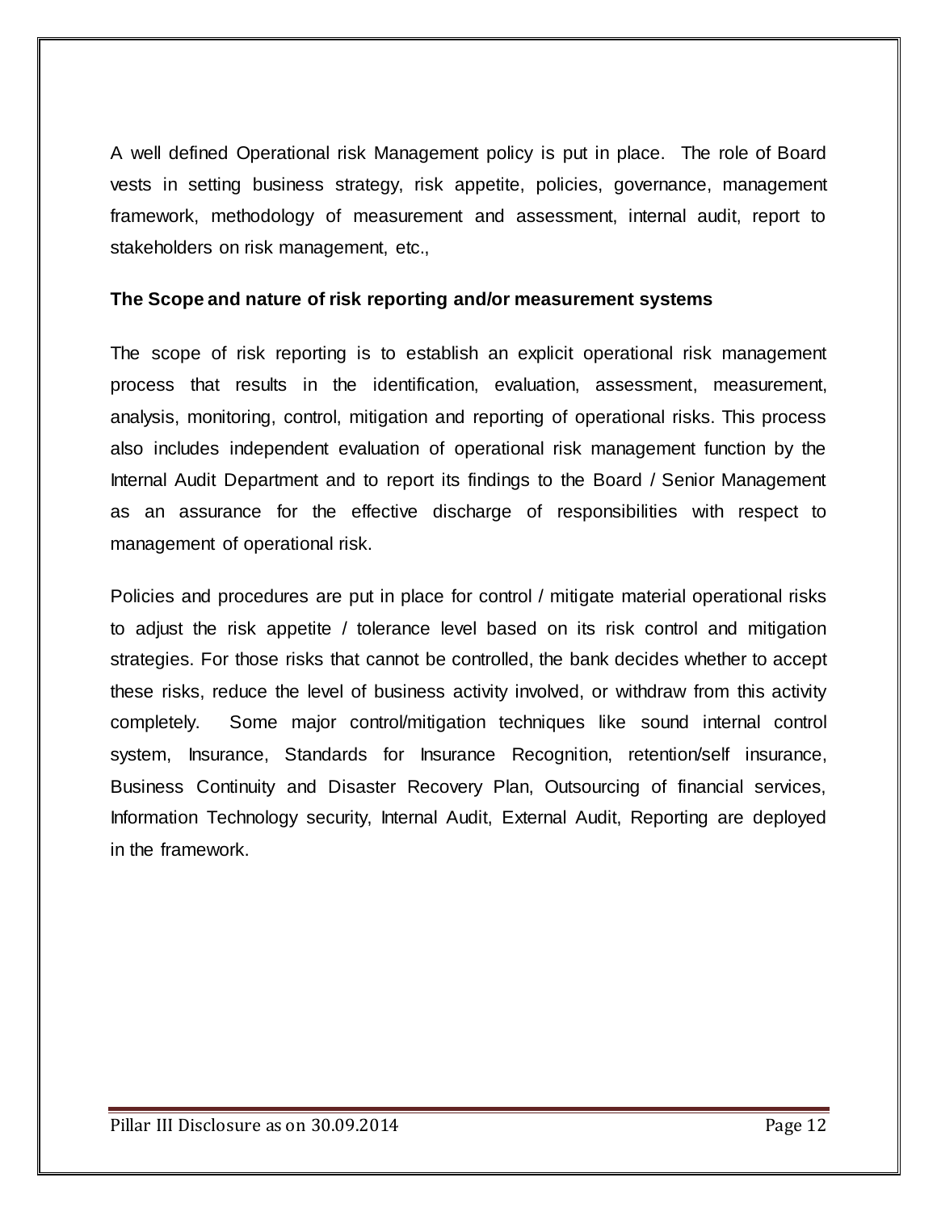A well defined Operational risk Management policy is put in place. The role of Board vests in setting business strategy, risk appetite, policies, governance, management framework, methodology of measurement and assessment, internal audit, report to stakeholders on risk management, etc.,

**The Scope and nature of risk reporting and/or measurement systems**

The scope of risk reporting is to establish an explicit operational risk management process that results in the identification, evaluation, assessment, measurement, analysis, monitoring, control, mitigation and reporting of operational risks. This process also includes independent evaluation of operational risk management function by the Internal Audit Department and to report its findings to the Board / Senior Management as an assurance for the effective discharge of responsibilities with respect to management of operational risk.

Policies and procedures are put in place for control / mitigate material operational risks to adjust the risk appetite / tolerance level based on its risk control and mitigation strategies. For those risks that cannot be controlled, the bank decides whether to accept these risks, reduce the level of business activity involved, or withdraw from this activity completely. Some major control/mitigation techniques like sound internal control system, Insurance, Standards for Insurance Recognition, retention/self insurance, Business Continuity and Disaster Recovery Plan, Outsourcing of financial services, Information Technology security, Internal Audit, External Audit, Reporting are deployed in the framework.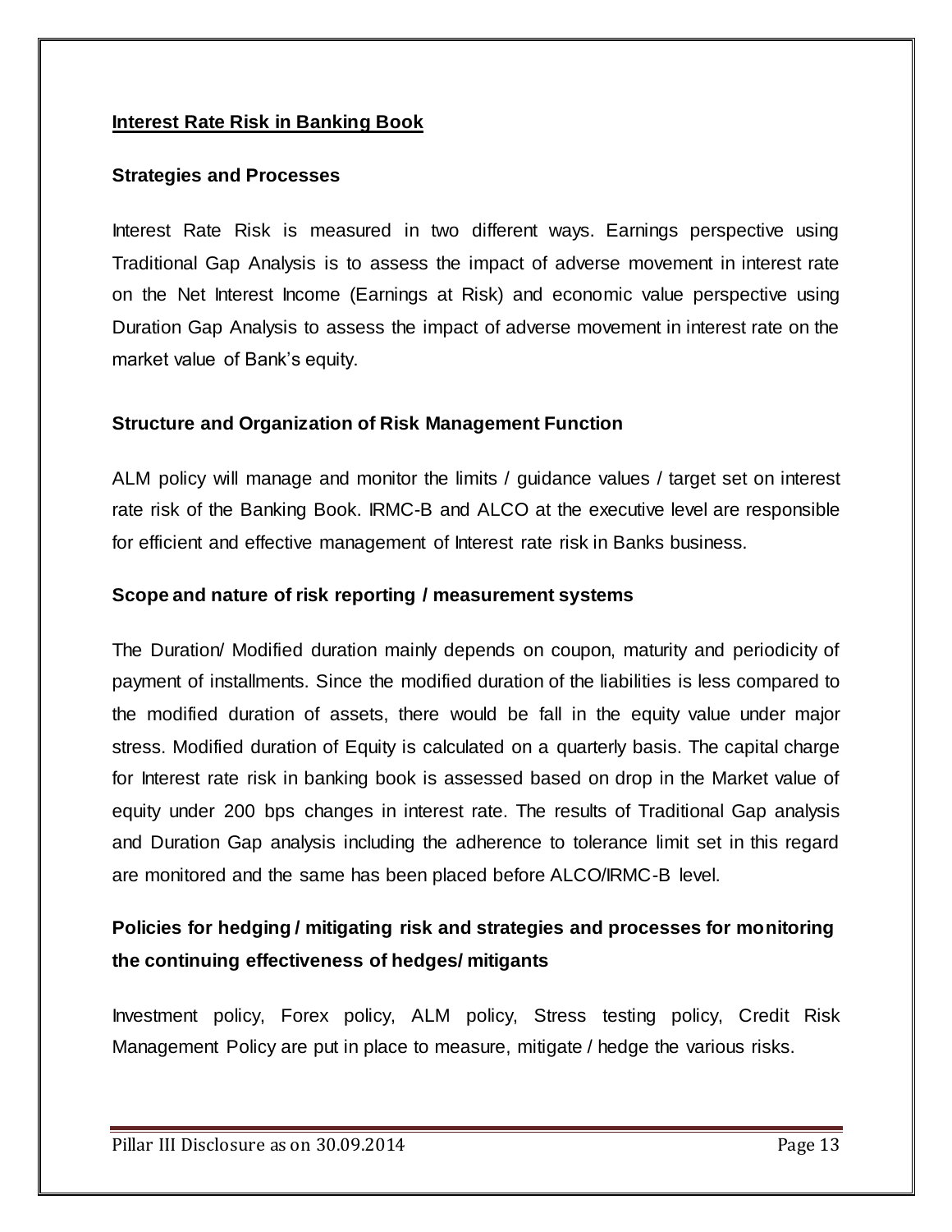## Interest Rate Risk in Banking Book

### Strategies and Processes

Interest Rate Risk is measured in two different ways. Earnings perspective using Traditional Gap Analysis is to assess the impact of adverse movement in interest rate on the Net Interest Income (Earnings at Risk) and economic value perspective using Duration Gap Analysis to assess the impact of adverse movement in interest rate on the market value of Bank's equity.

### Structure and Organization of Risk Management Function

ALM policy will manage and monitor the limits / guidance values / target set on interest rate risk of the Banking Book. IRMC-B and ALCO at the executive level are responsible for efficient and effective management of Interest rate risk in Banks business.

### Scope and nature of risk reporting / measurement systems

The Duration/ Modified duration mainly depends on coupon, maturity and periodicity of payment of installments. Since the modified duration of the liabilities is less compared to the modified duration of assets, there would be fall in the equity value under major stress. Modified duration of Equity is calculated on a quarterly basis. The capital charge for Interest rate risk in banking book is assessed based on drop in the Market value of equity under 200 bps changes in interest rate. The results of Traditional Gap analysis and Duration Gap analysis including the adherence to tolerance limit set in this regard are monitored and the same has been placed before ALCO/IRMC-B level.

### Policies for hedging / mitigating risk and strategies and processes for monitoring the continuing effectiveness of hedges/ mitigants

Investment policy, Forex policy, ALM policy, Stress testing policy, Credit Risk Management Policy are put in place to measure, mitigate / hedge the various risks.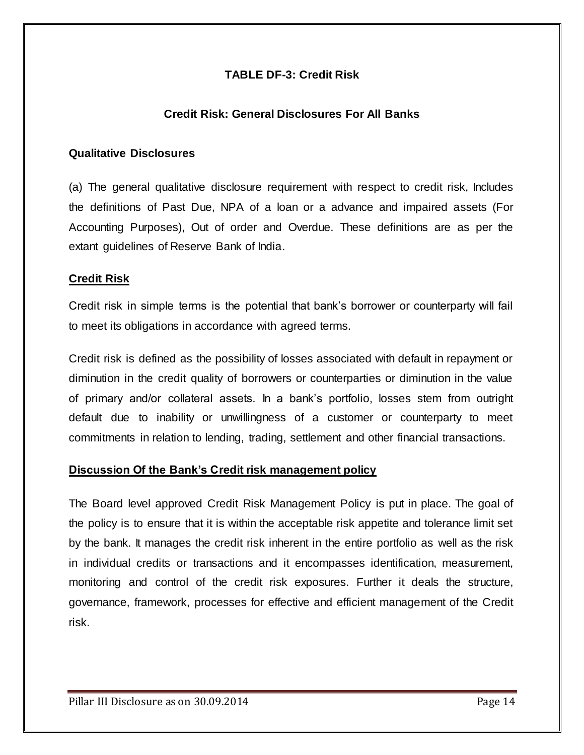## TABLE DF-3: Credit Risk

### Credit Risk: General Disclosures For All Banks

**Qualitative Disclosures**

(a) The general qualitative disclosure requirement with respect to credit risk, Includes the definitions of Past Due, NPA of a loan or a advance and impaired assets (For Accounting Purposes), Out of order and Overdue. These definitions are as per the extant guidelines of Reserve Bank of India.

**Credit Risk**

Credit risk in simple terms is the potential that bank's borrower or counterparty will fail to meet its obligations in accordance with agreed terms.

Credit risk is defined as the possibility of losses associated with default in repayment or diminution in the credit quality of borrowers or counterparties or diminution in the value of primary and/or collateral assets. In a bank's portfolio, losses stem from outright default due to inability or unwillingness of a customer or counterparty to meet commitments in relation to lending, trading, settlement and other financial transactions.

**Discussion Of the Bank's Credit risk management policy**

The Board level approved Credit Risk Management Policy is put in place. The goal of the policy is to ensure that it is within the acceptable risk appetite and tolerance limit set by the bank. It manages the credit risk inherent in the entire portfolio as well as the risk in individual credits or transactions and it encompasses identification, measurement, monitoring and control of the credit risk exposures. Further it deals the structure, governance, framework, processes for effective and efficient management of the Credit risk.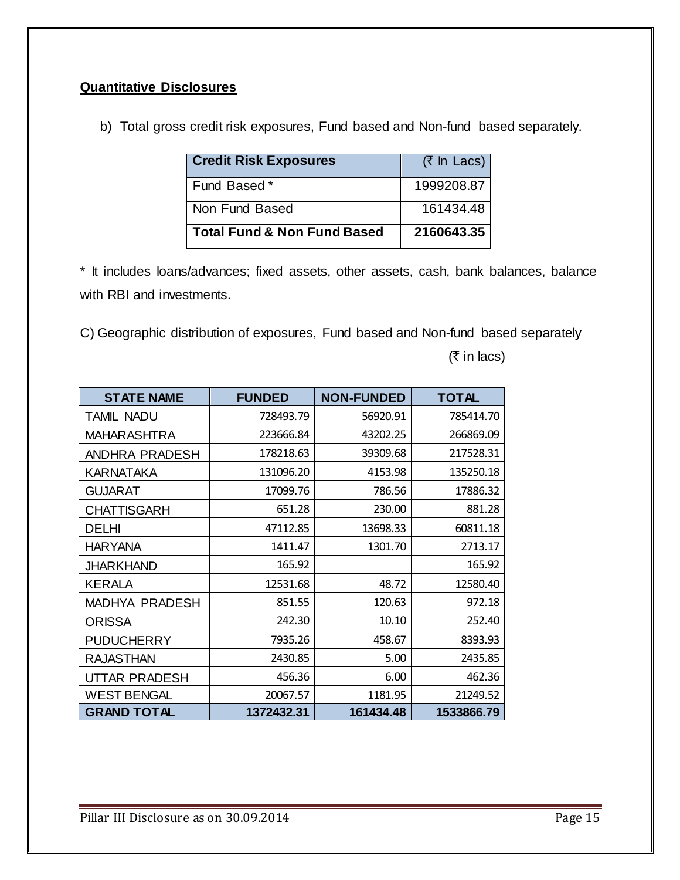**Quantitative Disclosures**

b) Total gross credit risk exposures, Fund based and Non-fund based separately.

| Credit Risk Exposures | (₹ In Lacs) |
|---|---|
| Fund Based * | 1999208.87 |
| Non Fund Based | 161434.48 |
| **Total Fund & Non Fund Based** | **2160643.35** |

* It includes loans/advances; fixed assets, other assets, cash, bank balances, balance with RBI and investments.

C) Geographic distribution of exposures, Fund based and Non-fund based separately

(₹ in lacs)

| STATE NAME | FUNDED | NON-FUNDED | TOTAL |
|---|---|---|---|
| TAMIL NADU | 728493.79 | 56920.91 | 785414.70 |
| MAHARASHTRA | 223666.84 | 43202.25 | 266869.09 |
| ANDHRA PRADESH | 178218.63 | 39309.68 | 217528.31 |
| KARNATAKA | 131096.20 | 4153.98 | 135250.18 |
| GUJARAT | 17099.76 | 786.56 | 17886.32 |
| CHATTISGARH | 651.28 | 230.00 | 881.28 |
| DELHI | 47112.85 | 13698.33 | 60811.18 |
| HARYANA | 1411.47 | 1301.70 | 2713.17 |
| JHARKHAND | 165.92 | | 165.92 |
| KERALA | 12531.68 | 48.72 | 12580.40 |
| MADHYA PRADESH | 851.55 | 120.63 | 972.18 |
| ORISSA | 242.30 | 10.10 | 252.40 |
| PUDUCHERRY | 7935.26 | 458.67 | 8393.93 |
| RAJASTHAN | 2430.85 | 5.00 | 2435.85 |
| UTTAR PRADESH | 456.36 | 6.00 | 462.36 |
| WEST BENGAL | 20067.57 | 1181.95 | 21249.52 |
| **GRAND TOTAL** | **1372432.31** | **161434.48** | **1533866.79** |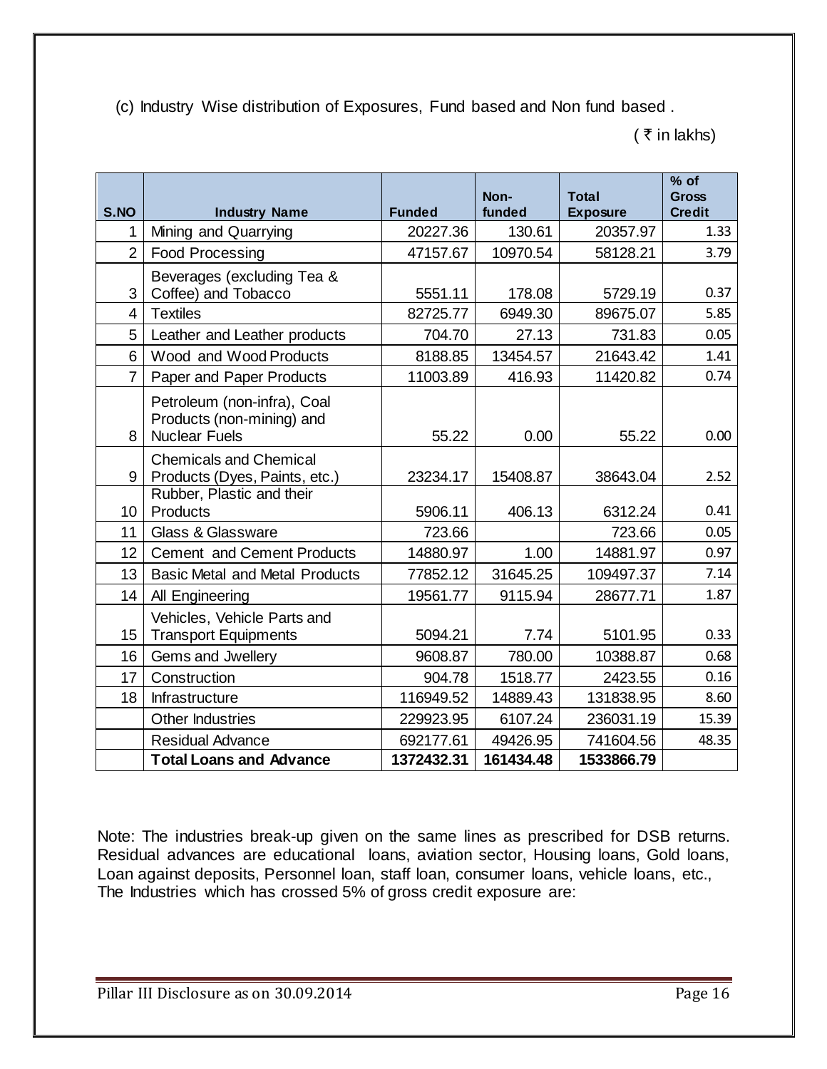(c) Industry Wise distribution of Exposures, Fund based and Non fund based .

( ₹ in lakhs)

| S.NO | Industry Name | Funded | Non-funded | Total Exposure | % of Gross Credit |
|---|---|---|---|---|---|
| 1 | Mining and Quarrying | 20227.36 | 130.61 | 20357.97 | 1.33 |
| 2 | Food Processing | 47157.67 | 10970.54 | 58128.21 | 3.79 |
| 3 | Beverages (excluding Tea & Coffee) and Tobacco | 5551.11 | 178.08 | 5729.19 | 0.37 |
| 4 | Textiles | 82725.77 | 6949.30 | 89675.07 | 5.85 |
| 5 | Leather and Leather products | 704.70 | 27.13 | 731.83 | 0.05 |
| 6 | Wood and Wood Products | 8188.85 | 13454.57 | 21643.42 | 1.41 |
| 7 | Paper and Paper Products | 11003.89 | 416.93 | 11420.82 | 0.74 |
| 8 | Petroleum (non-infra), Coal Products (non-mining) and Nuclear Fuels | 55.22 | 0.00 | 55.22 | 0.00 |
| 9 | Chemicals and Chemical Products (Dyes, Paints, etc.) | 23234.17 | 15408.87 | 38643.04 | 2.52 |
| 10 | Rubber, Plastic and their Products | 5906.11 | 406.13 | 6312.24 | 0.41 |
| 11 | Glass & Glassware | 723.66 | | 723.66 | 0.05 |
| 12 | Cement and Cement Products | 14880.97 | 1.00 | 14881.97 | 0.97 |
| 13 | Basic Metal and Metal Products | 77852.12 | 31645.25 | 109497.37 | 7.14 |
| 14 | All Engineering | 19561.77 | 9115.94 | 28677.71 | 1.87 |
| 15 | Vehicles, Vehicle Parts and Transport Equipments | 5094.21 | 7.74 | 5101.95 | 0.33 |
| 16 | Gems and Jwellery | 9608.87 | 780.00 | 10388.87 | 0.68 |
| 17 | Construction | 904.78 | 1518.77 | 2423.55 | 0.16 |
| 18 | Infrastructure | 116949.52 | 14889.43 | 131838.95 | 8.60 |
| | Other Industries | 229923.95 | 6107.24 | 236031.19 | 15.39 |
| | Residual Advance | 692177.61 | 49426.95 | 741604.56 | 48.35 |
| | **Total Loans and Advance** | **1372432.31** | **161434.48** | **1533866.79** | |

Note: The industries break-up given on the same lines as prescribed for DSB returns. Residual advances are educational loans, aviation sector, Housing loans, Gold loans, Loan against deposits, Personnel loan, staff loan, consumer loans, vehicle loans, etc.,
The Industries which has crossed 5% of gross credit exposure are: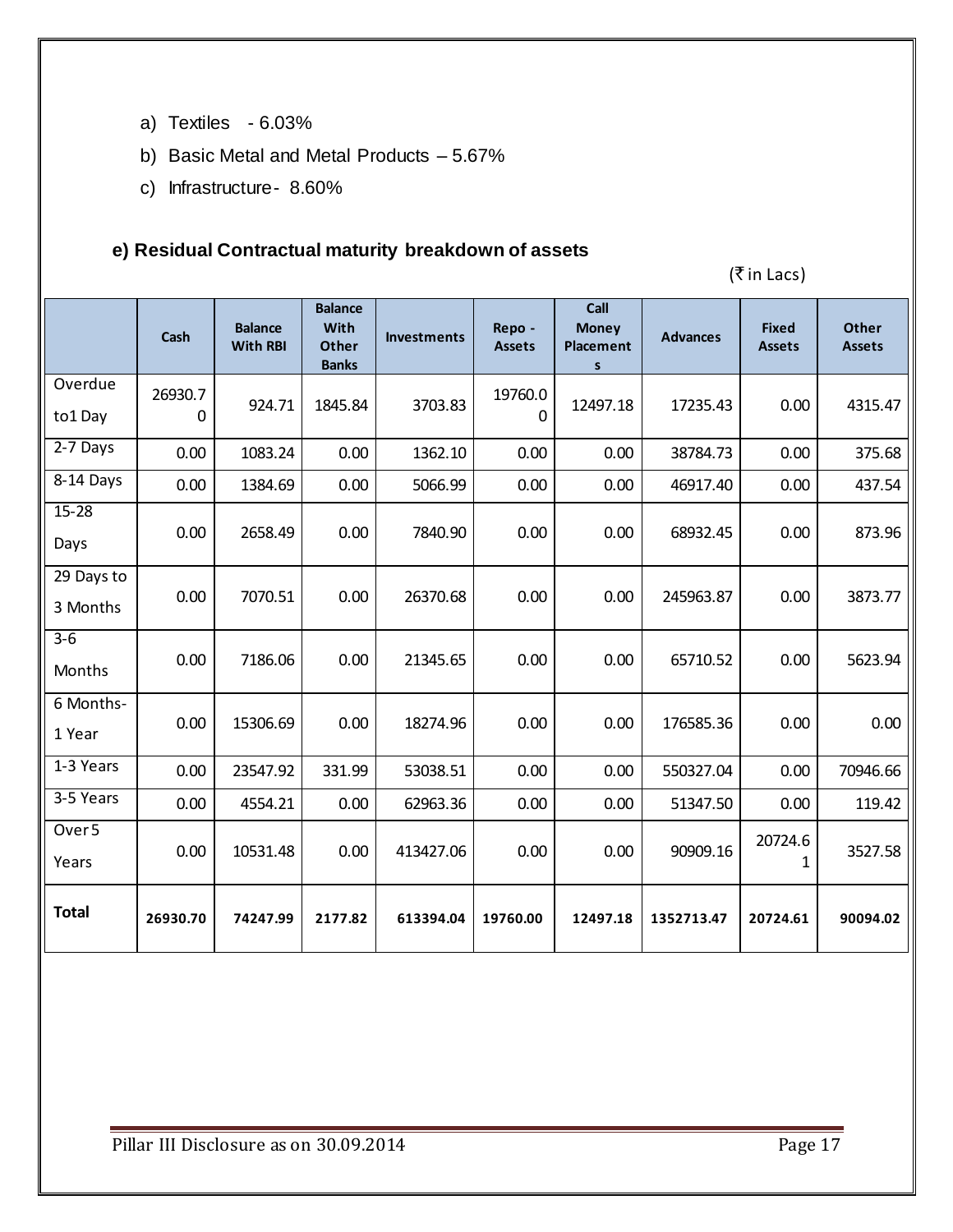a) Textiles - 6.03%

b) Basic Metal and Metal Products – 5.67%

c) Infrastructure - 8.60%

### e) Residual Contractual maturity breakdown of assets

(₹ in Lacs)

| | Cash | Balance With RBI | Balance With Other Banks | Investments | Repo - Assets | Call Money Placements | Advances | Fixed Assets | Other Assets |
|---|---|---|---|---|---|---|---|---|---|
| Overdue to1 Day | 26930.70 | 924.71 | 1845.84 | 3703.83 | 19760.00 | 12497.18 | 17235.43 | 0.00 | 4315.47 |
| 2-7 Days | 0.00 | 1083.24 | 0.00 | 1362.10 | 0.00 | 0.00 | 38784.73 | 0.00 | 375.68 |
| 8-14 Days | 0.00 | 1384.69 | 0.00 | 5066.99 | 0.00 | 0.00 | 46917.40 | 0.00 | 437.54 |
| 15-28 Days | 0.00 | 2658.49 | 0.00 | 7840.90 | 0.00 | 0.00 | 68932.45 | 0.00 | 873.96 |
| 29 Days to 3 Months | 0.00 | 7070.51 | 0.00 | 26370.68 | 0.00 | 0.00 | 245963.87 | 0.00 | 3873.77 |
| 3-6 Months | 0.00 | 7186.06 | 0.00 | 21345.65 | 0.00 | 0.00 | 65710.52 | 0.00 | 5623.94 |
| 6 Months-1 Year | 0.00 | 15306.69 | 0.00 | 18274.96 | 0.00 | 0.00 | 176585.36 | 0.00 | 0.00 |
| 1-3 Years | 0.00 | 23547.92 | 331.99 | 53038.51 | 0.00 | 0.00 | 550327.04 | 0.00 | 70946.66 |
| 3-5 Years | 0.00 | 4554.21 | 0.00 | 62963.36 | 0.00 | 0.00 | 51347.50 | 0.00 | 119.42 |
| Over 5 Years | 0.00 | 10531.48 | 0.00 | 413427.06 | 0.00 | 0.00 | 90909.16 | 20724.61 | 3527.58 |
| **Total** | **26930.70** | **74247.99** | **2177.82** | **613394.04** | **19760.00** | **12497.18** | **1352713.47** | **20724.61** | **90094.02** |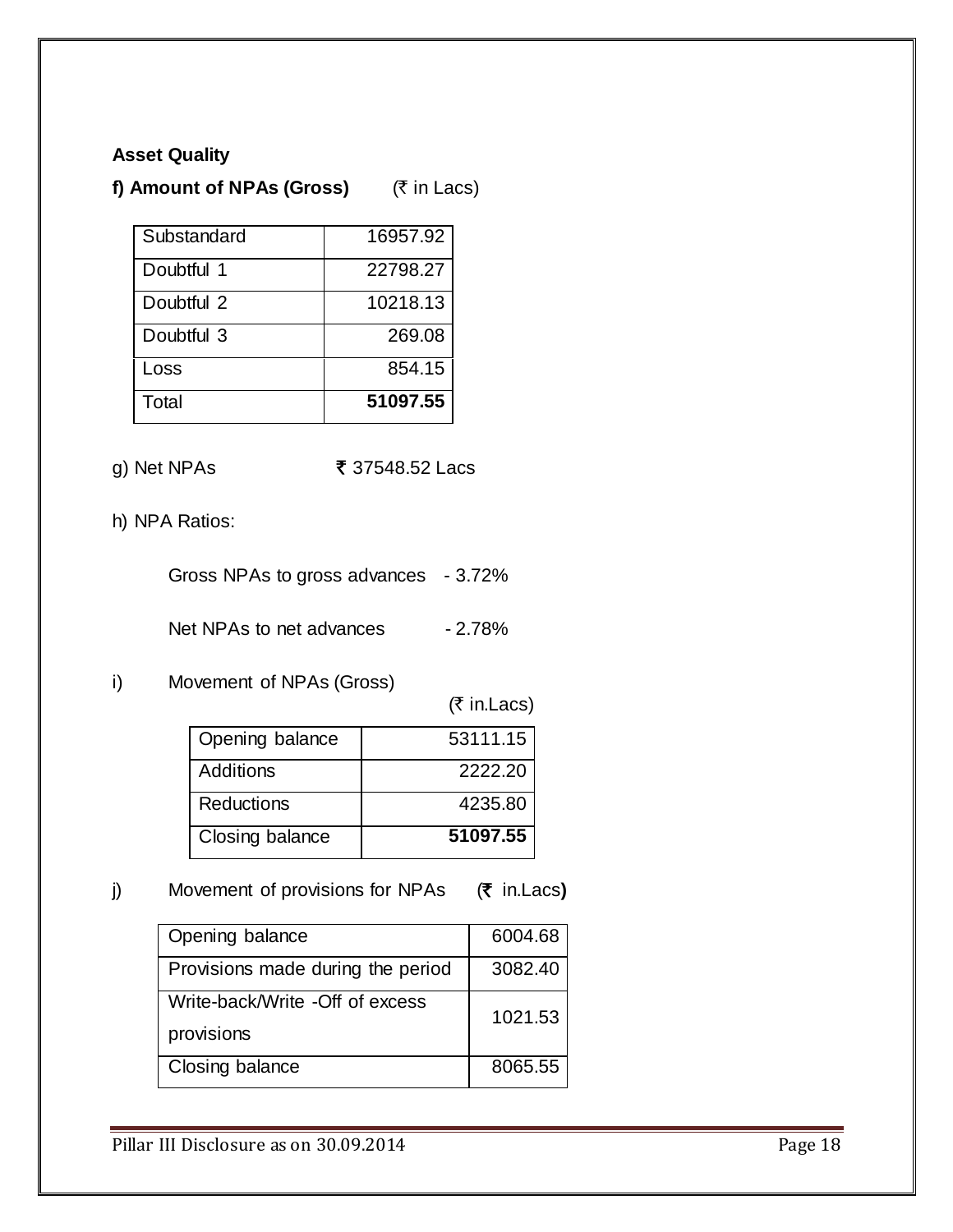**Asset Quality**

**f) Amount of NPAs (Gross)** (₹ in Lacs)

| Substandard | 16957.92 |
|---|---|
| Doubtful 1 | 22798.27 |
| Doubtful 2 | 10218.13 |
| Doubtful 3 | 269.08 |
| Loss | 854.15 |
| Total | **51097.55** |

g) Net NPAs ₹ 37548.52 Lacs

h) NPA Ratios:

Gross NPAs to gross advances - 3.72%

Net NPAs to net advances - 2.78%

i) Movement of NPAs (Gross)

(₹ in.Lacs)

| Opening balance | 53111.15 |
|---|---|
| Additions | 2222.20 |
| Reductions | 4235.80 |
| Closing balance | **51097.55** |

j) Movement of provisions for NPAs (₹ in.Lacs**)**

| Opening balance | 6004.68 |
|---|---|
| Provisions made during the period | 3082.40 |
| Write-back/Write -Off of excess provisions | 1021.53 |
| Closing balance | 8065.55 |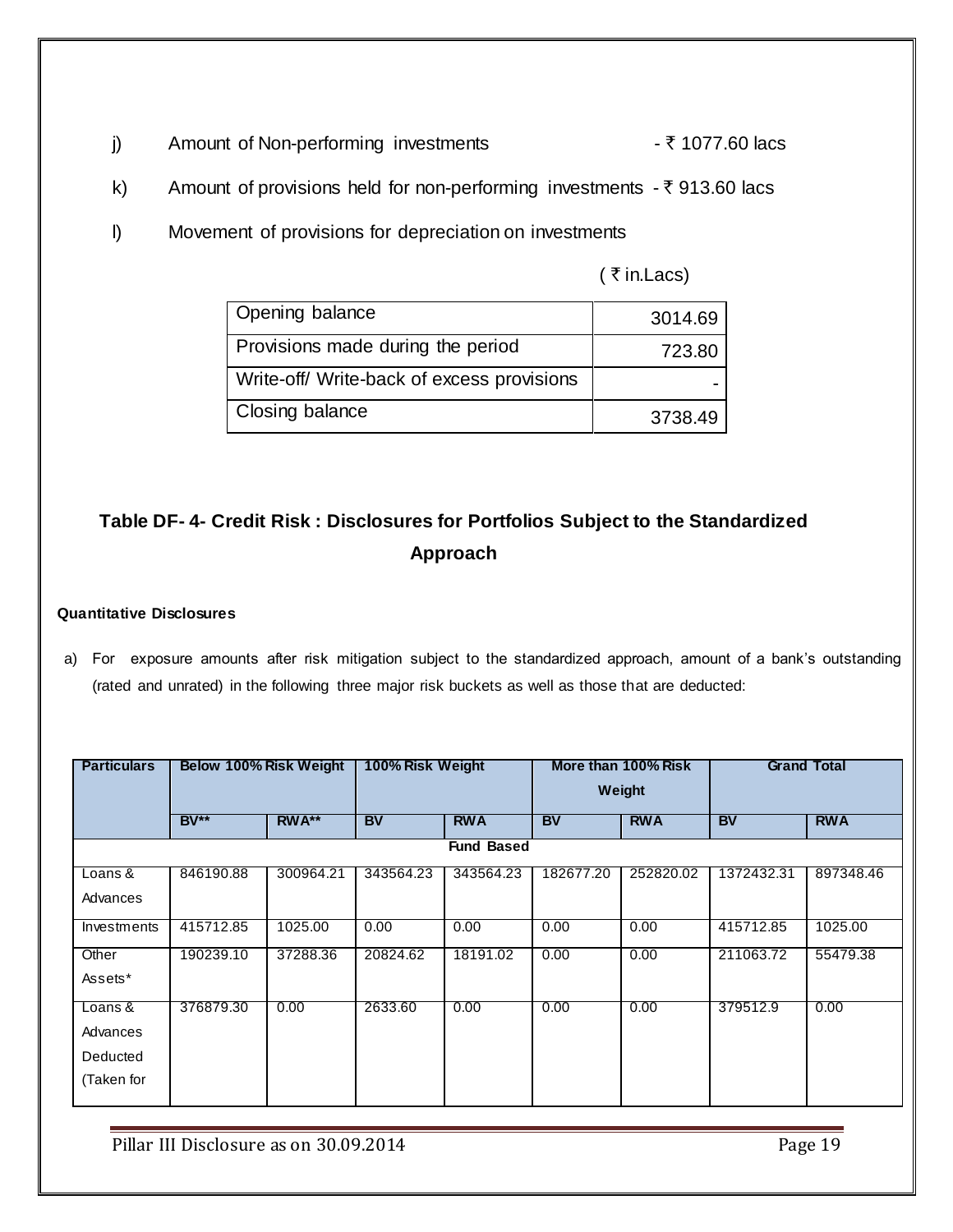j) Amount of Non-performing investments - ₹ 1077.60 lacs

k) Amount of provisions held for non-performing investments - ₹ 913.60 lacs

l) Movement of provisions for depreciation on investments

( ₹ in.Lacs)

| | |
|---|---|
| Opening balance | 3014.69 |
| Provisions made during the period | 723.80 |
| Write-off/ Write-back of excess provisions | - |
| Closing balance | 3738.49 |

## Table DF- 4- Credit Risk : Disclosures for Portfolios Subject to the Standardized Approach

**Quantitative Disclosures**

a) For exposure amounts after risk mitigation subject to the standardized approach, amount of a bank's outstanding (rated and unrated) in the following three major risk buckets as well as those that are deducted:

| Particulars | Below 100% Risk Weight | | 100% Risk Weight | | More than 100% Risk Weight | | Grand Total | |
|---|---|---|---|---|---|---|---|---|
| | BV** | RWA** | BV | RWA | BV | RWA | BV | RWA |
| **Fund Based** | | | | | | | | |
| Loans & Advances | 846190.88 | 300964.21 | 343564.23 | 343564.23 | 182677.20 | 252820.02 | 1372432.31 | 897348.46 |
| Investments | 415712.85 | 1025.00 | 0.00 | 0.00 | 0.00 | 0.00 | 415712.85 | 1025.00 |
| Other Assets* | 190239.10 | 37288.36 | 20824.62 | 18191.02 | 0.00 | 0.00 | 211063.72 | 55479.38 |
| Loans & Advances Deducted (Taken for | 376879.30 | 0.00 | 2633.60 | 0.00 | 0.00 | 0.00 | 379512.9 | 0.00 |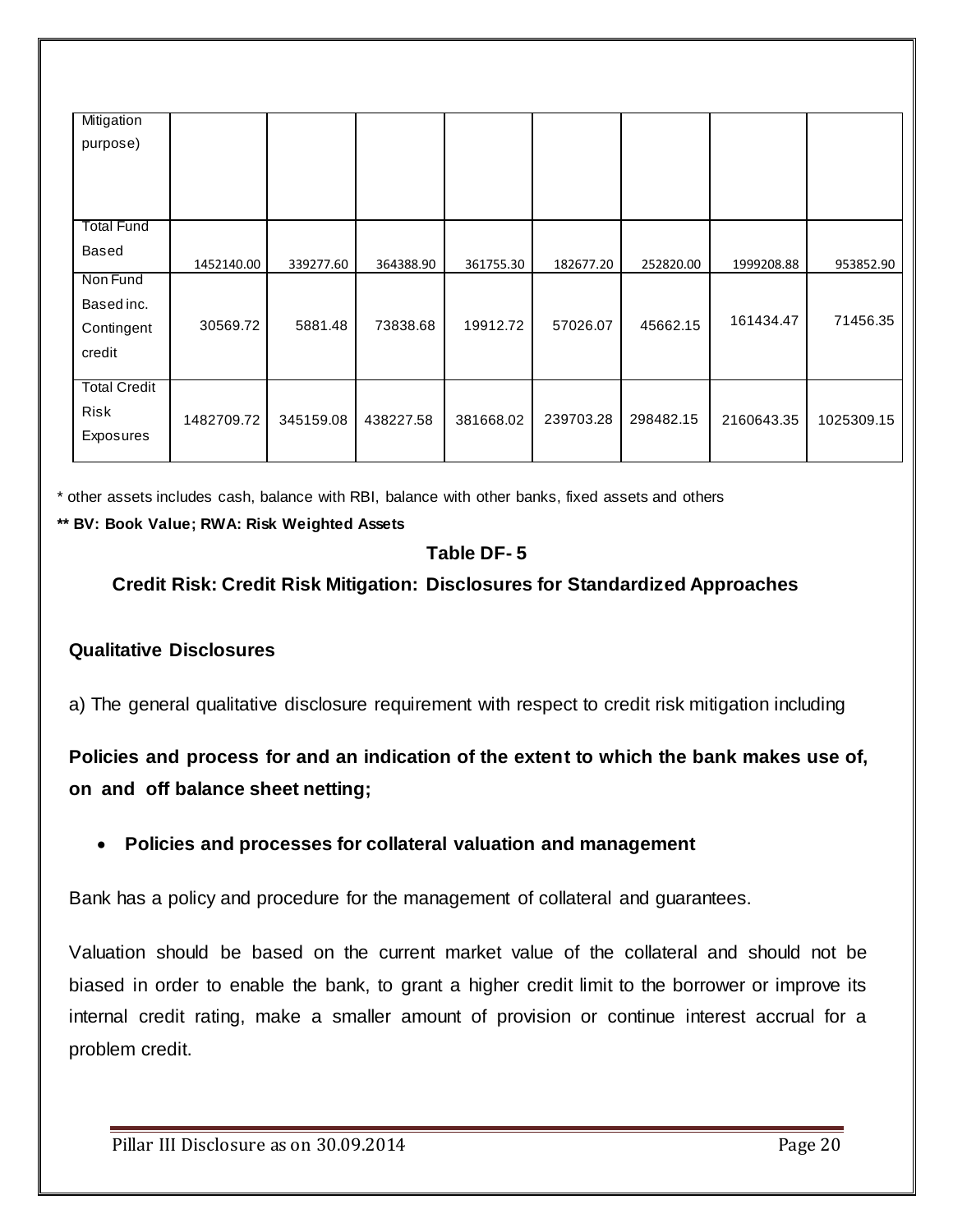| | | | | | | | | |
|---|---|---|---|---|---|---|---|---|
| Mitigation purpose) | | | | | | | | |
| Total Fund Based | 1452140.00 | 339277.60 | 364388.90 | 361755.30 | 182677.20 | 252820.00 | 1999208.88 | 953852.90 |
| Non Fund Based inc. Contingent credit | 30569.72 | 5881.48 | 73838.68 | 19912.72 | 57026.07 | 45662.15 | 161434.47 | 71456.35 |
| Total Credit Risk Exposures | 1482709.72 | 345159.08 | 438227.58 | 381668.02 | 239703.28 | 298482.15 | 2160643.35 | 1025309.15 |

* other assets includes cash, balance with RBI, balance with other banks, fixed assets and others

**** BV: Book Value; RWA: Risk Weighted Assets**

## Table DF- 5

## Credit Risk: Credit Risk Mitigation: Disclosures for Standardized Approaches

### Qualitative Disclosures

a) The general qualitative disclosure requirement with respect to credit risk mitigation including

**Policies and process for and an indication of the extent to which the bank makes use of, on and off balance sheet netting;**

- **Policies and processes for collateral valuation and management**

Bank has a policy and procedure for the management of collateral and guarantees.

Valuation should be based on the current market value of the collateral and should not be biased in order to enable the bank, to grant a higher credit limit to the borrower or improve its internal credit rating, make a smaller amount of provision or continue interest accrual for a problem credit.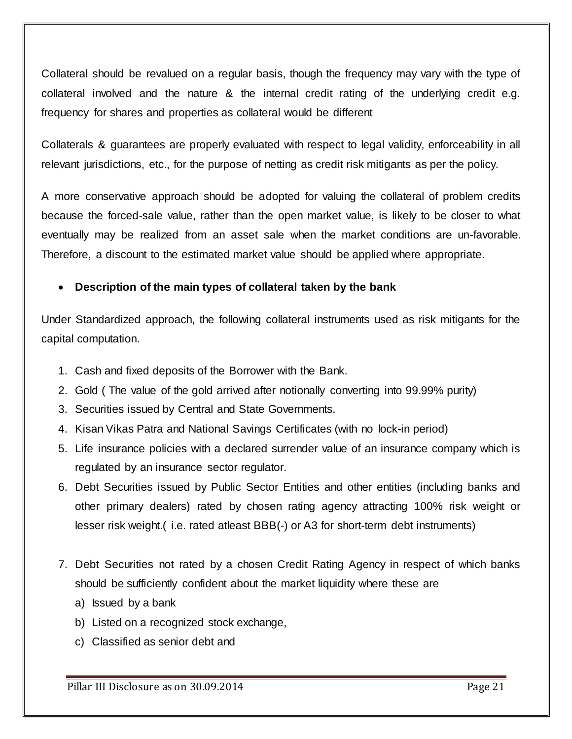Collateral should be revalued on a regular basis, though the frequency may vary with the type of collateral involved and the nature & the internal credit rating of the underlying credit e.g. frequency for shares and properties as collateral would be different

Collaterals & guarantees are properly evaluated with respect to legal validity, enforceability in all relevant jurisdictions, etc., for the purpose of netting as credit risk mitigants as per the policy.

A more conservative approach should be adopted for valuing the collateral of problem credits because the forced-sale value, rather than the open market value, is likely to be closer to what eventually may be realized from an asset sale when the market conditions are un-favorable. Therefore, a discount to the estimated market value should be applied where appropriate.

- **Description of the main types of collateral taken by the bank**

Under Standardized approach, the following collateral instruments used as risk mitigants for the capital computation.

1. Cash and fixed deposits of the Borrower with the Bank.
2. Gold ( The value of the gold arrived after notionally converting into 99.99% purity)
3. Securities issued by Central and State Governments.
4. Kisan Vikas Patra and National Savings Certificates (with no lock-in period)
5. Life insurance policies with a declared surrender value of an insurance company which is regulated by an insurance sector regulator.
6. Debt Securities issued by Public Sector Entities and other entities (including banks and other primary dealers) rated by chosen rating agency attracting 100% risk weight or lesser risk weight.( i.e. rated atleast BBB(-) or A3 for short-term debt instruments)
7. Debt Securities not rated by a chosen Credit Rating Agency in respect of which banks should be sufficiently confident about the market liquidity where these are
   a) Issued by a bank
   b) Listed on a recognized stock exchange,
   c) Classified as senior debt and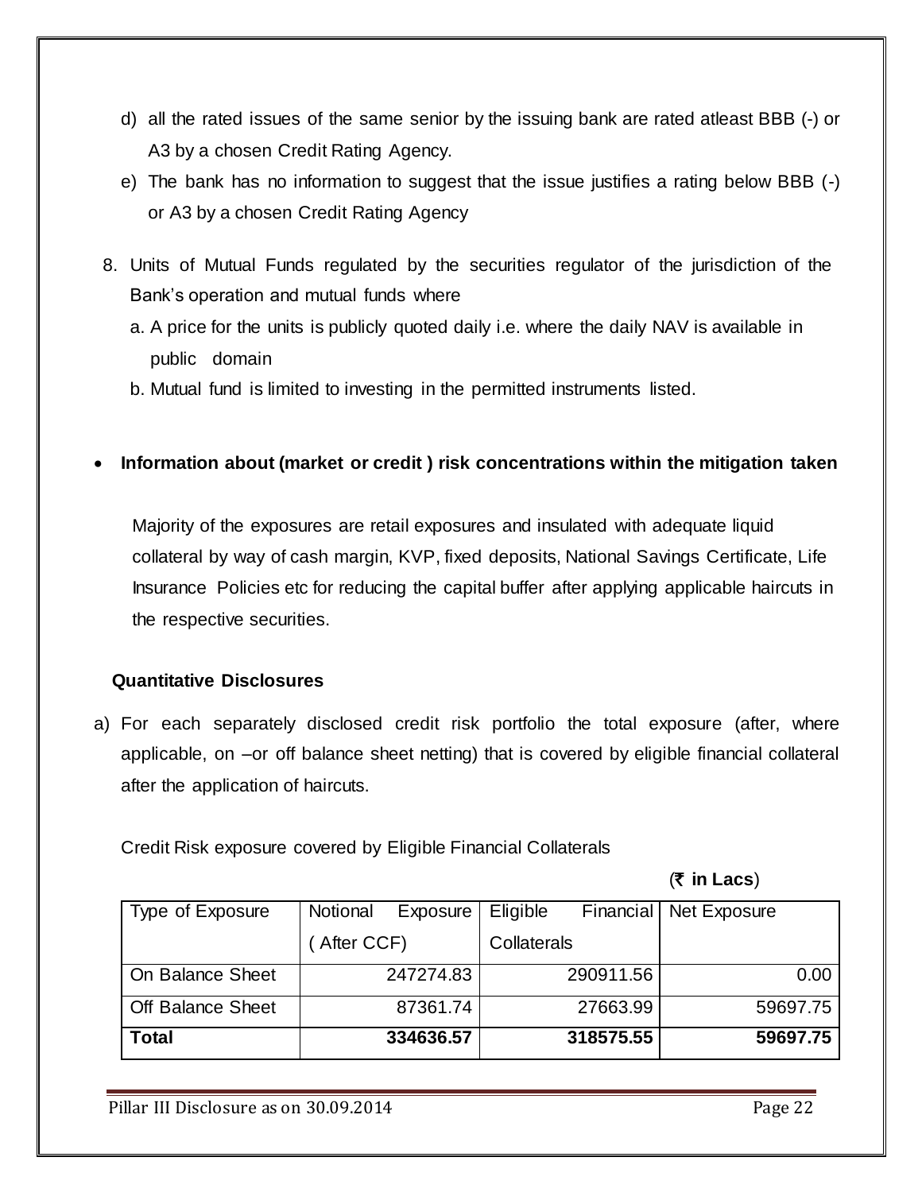d) all the rated issues of the same senior by the issuing bank are rated atleast BBB (-) or A3 by a chosen Credit Rating Agency.

e) The bank has no information to suggest that the issue justifies a rating below BBB (-) or A3 by a chosen Credit Rating Agency

8. Units of Mutual Funds regulated by the securities regulator of the jurisdiction of the Bank's operation and mutual funds where

   a. A price for the units is publicly quoted daily i.e. where the daily NAV is available in public domain

   b. Mutual fund is limited to investing in the permitted instruments listed.

- **Information about (market or credit ) risk concentrations within the mitigation taken**

Majority of the exposures are retail exposures and insulated with adequate liquid collateral by way of cash margin, KVP, fixed deposits, National Savings Certificate, Life Insurance Policies etc for reducing the capital buffer after applying applicable haircuts in the respective securities.

**Quantitative Disclosures**

a) For each separately disclosed credit risk portfolio the total exposure (after, where applicable, on –or off balance sheet netting) that is covered by eligible financial collateral after the application of haircuts.

Credit Risk exposure covered by Eligible Financial Collaterals

(**₹ in Lacs**)

| Type of Exposure | Notional Exposure ( After CCF) | Eligible Financial Collaterals | Net Exposure |
|---|---|---|---|
| On Balance Sheet | 247274.83 | 290911.56 | 0.00 |
| Off Balance Sheet | 87361.74 | 27663.99 | 59697.75 |
| **Total** | **334636.57** | **318575.55** | **59697.75** |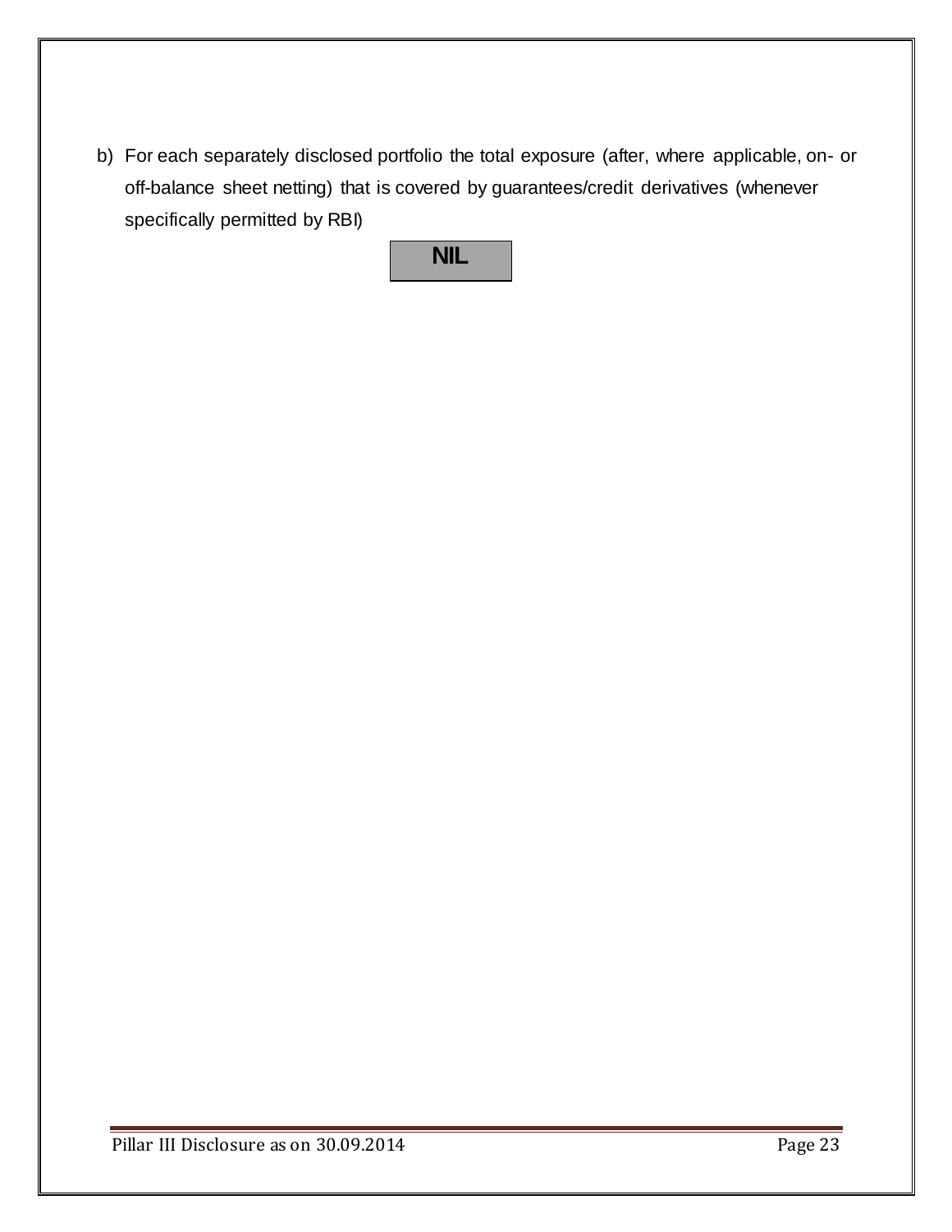b) For each separately disclosed portfolio the total exposure (after, where applicable, on- or off-balance sheet netting) that is covered by guarantees/credit derivatives (whenever specifically permitted by RBI)

| NIL |
| --- |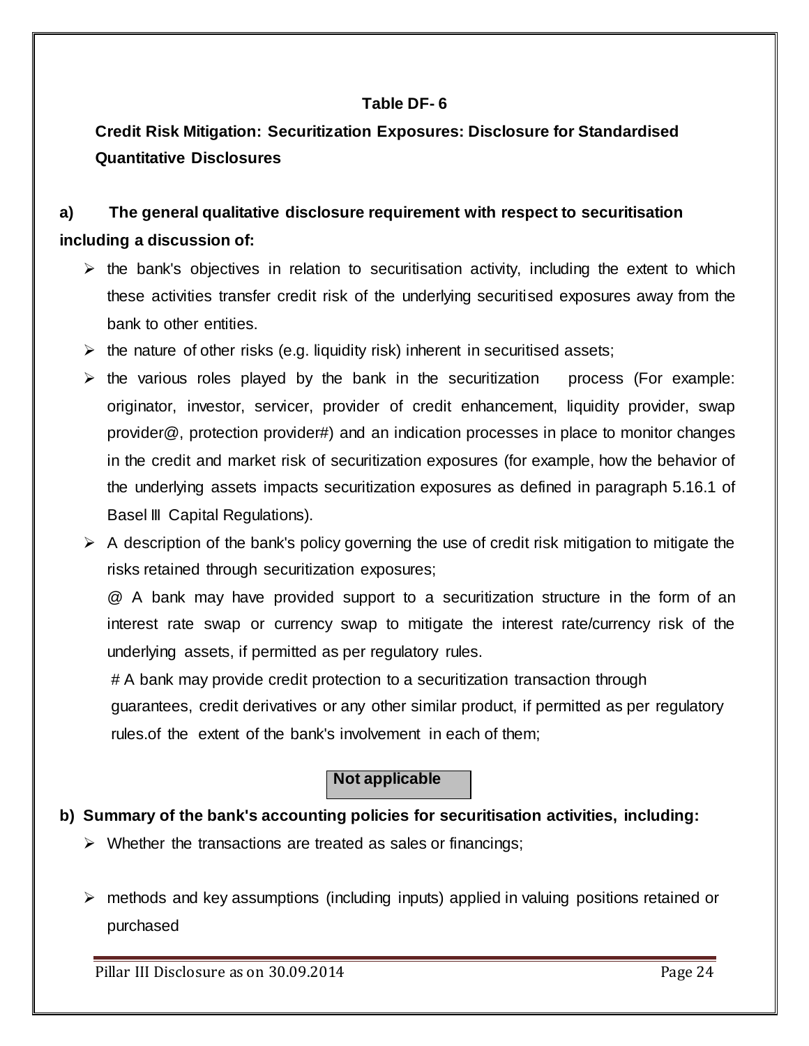**Table DF- 6**

**Credit Risk Mitigation: Securitization Exposures: Disclosure for Standardised Quantitative Disclosures**

**a) The general qualitative disclosure requirement with respect to securitisation including a discussion of:**

- the bank's objectives in relation to securitisation activity, including the extent to which these activities transfer credit risk of the underlying securitised exposures away from the bank to other entities.
- the nature of other risks (e.g. liquidity risk) inherent in securitised assets;
- the various roles played by the bank in the securitization process (For example: originator, investor, servicer, provider of credit enhancement, liquidity provider, swap provider@, protection provider#) and an indication processes in place to monitor changes in the credit and market risk of securitization exposures (for example, how the behavior of the underlying assets impacts securitization exposures as defined in paragraph 5.16.1 of Basel III Capital Regulations).
- A description of the bank's policy governing the use of credit risk mitigation to mitigate the risks retained through securitization exposures;

  @ A bank may have provided support to a securitization structure in the form of an interest rate swap or currency swap to mitigate the interest rate/currency risk of the underlying assets, if permitted as per regulatory rules.

  # A bank may provide credit protection to a securitization transaction through guarantees, credit derivatives or any other similar product, if permitted as per regulatory rules.of the extent of the bank's involvement in each of them;

**Not applicable**

**b) Summary of the bank's accounting policies for securitisation activities, including:**

- Whether the transactions are treated as sales or financings;
- methods and key assumptions (including inputs) applied in valuing positions retained or purchased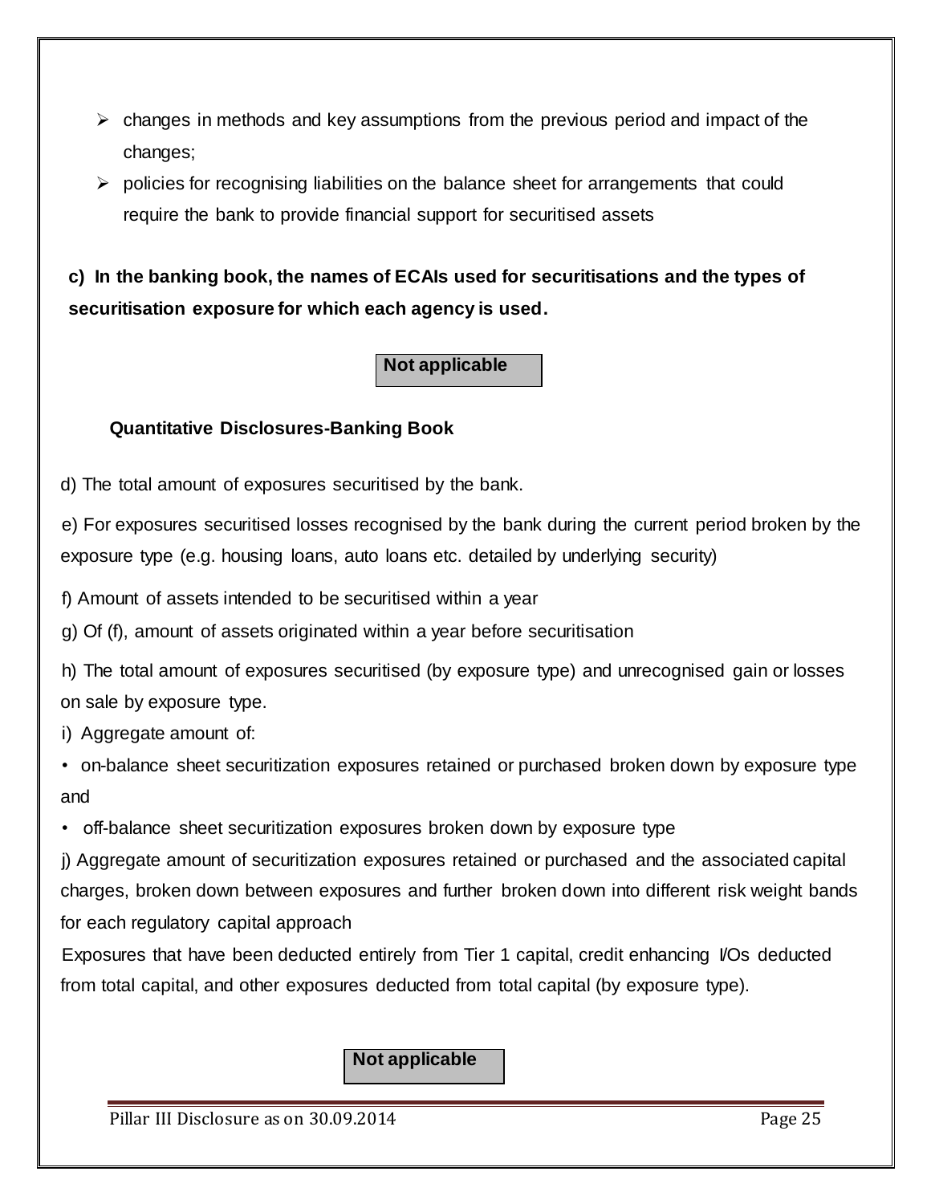- changes in methods and key assumptions from the previous period and impact of the changes;
- policies for recognising liabilities on the balance sheet for arrangements that could require the bank to provide financial support for securitised assets

**c) In the banking book, the names of ECAIs used for securitisations and the types of securitisation exposure for which each agency is used.**

**Not applicable**

**Quantitative Disclosures-Banking Book**

d) The total amount of exposures securitised by the bank.

e) For exposures securitised losses recognised by the bank during the current period broken by the exposure type (e.g. housing loans, auto loans etc. detailed by underlying security)

f) Amount of assets intended to be securitised within a year

g) Of (f), amount of assets originated within a year before securitisation

h) The total amount of exposures securitised (by exposure type) and unrecognised gain or losses on sale by exposure type.

i) Aggregate amount of:

- on-balance sheet securitization exposures retained or purchased broken down by exposure type and
- off-balance sheet securitization exposures broken down by exposure type

j) Aggregate amount of securitization exposures retained or purchased and the associated capital charges, broken down between exposures and further broken down into different risk weight bands for each regulatory capital approach

Exposures that have been deducted entirely from Tier 1 capital, credit enhancing I/Os deducted from total capital, and other exposures deducted from total capital (by exposure type).

**Not applicable**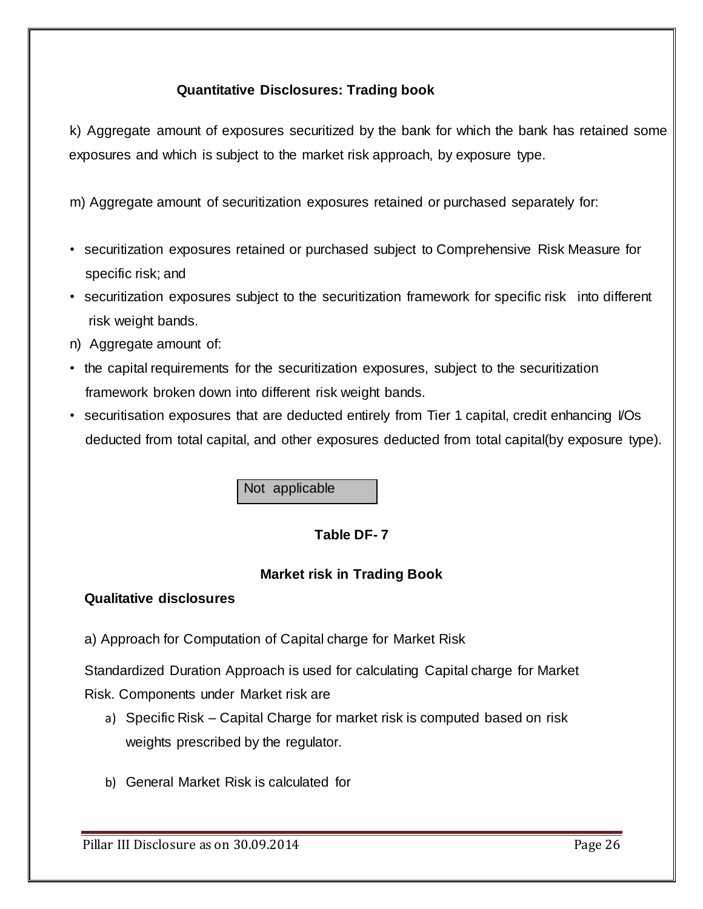### Quantitative Disclosures: Trading book

k) Aggregate amount of exposures securitized by the bank for which the bank has retained some exposures and which is subject to the market risk approach, by exposure type.

m) Aggregate amount of securitization exposures retained or purchased separately for:

- securitization exposures retained or purchased subject to Comprehensive Risk Measure for specific risk; and
- securitization exposures subject to the securitization framework for specific risk into different risk weight bands.

n) Aggregate amount of:

- the capital requirements for the securitization exposures, subject to the securitization framework broken down into different risk weight bands.
- securitisation exposures that are deducted entirely from Tier 1 capital, credit enhancing I/Os deducted from total capital, and other exposures deducted from total capital(by exposure type).

| Not applicable |
|---|

## Table DF- 7

### Market risk in Trading Book

**Qualitative disclosures**

a) Approach for Computation of Capital charge for Market Risk

Standardized Duration Approach is used for calculating Capital charge for Market Risk. Components under Market risk are

a) Specific Risk – Capital Charge for market risk is computed based on risk weights prescribed by the regulator.

b) General Market Risk is calculated for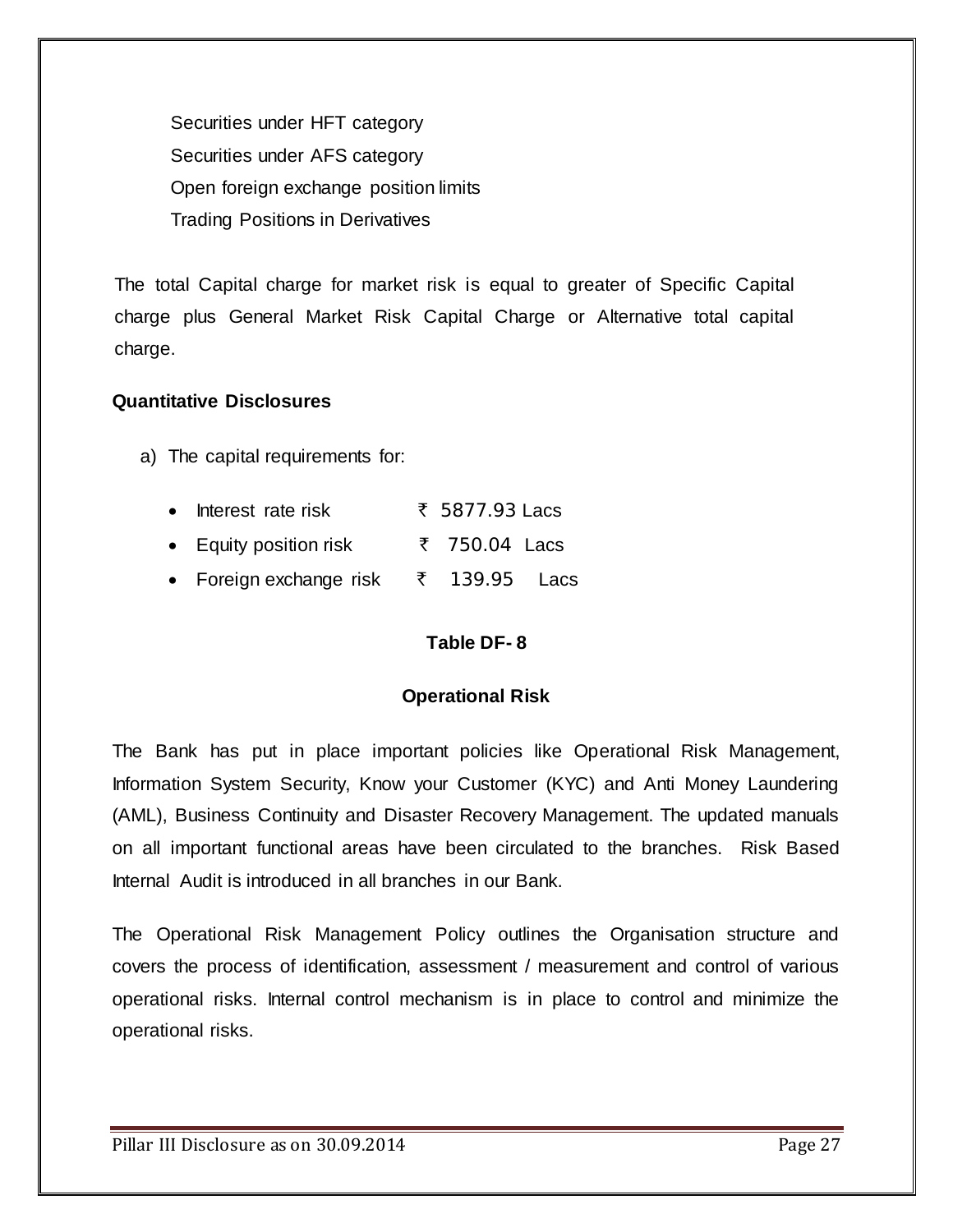Securities under HFT category

Securities under AFS category

Open foreign exchange position limits

Trading Positions in Derivatives

The total Capital charge for market risk is equal to greater of Specific Capital charge plus General Market Risk Capital Charge or Alternative total capital charge.

**Quantitative Disclosures**

a) The capital requirements for:

- Interest rate risk ₹ 5877.93 Lacs
- Equity position risk ₹ 750.04 Lacs
- Foreign exchange risk ₹ 139.95 Lacs

**Table DF- 8**

**Operational Risk**

The Bank has put in place important policies like Operational Risk Management, Information System Security, Know your Customer (KYC) and Anti Money Laundering (AML), Business Continuity and Disaster Recovery Management. The updated manuals on all important functional areas have been circulated to the branches. Risk Based Internal Audit is introduced in all branches in our Bank.

The Operational Risk Management Policy outlines the Organisation structure and covers the process of identification, assessment / measurement and control of various operational risks. Internal control mechanism is in place to control and minimize the operational risks.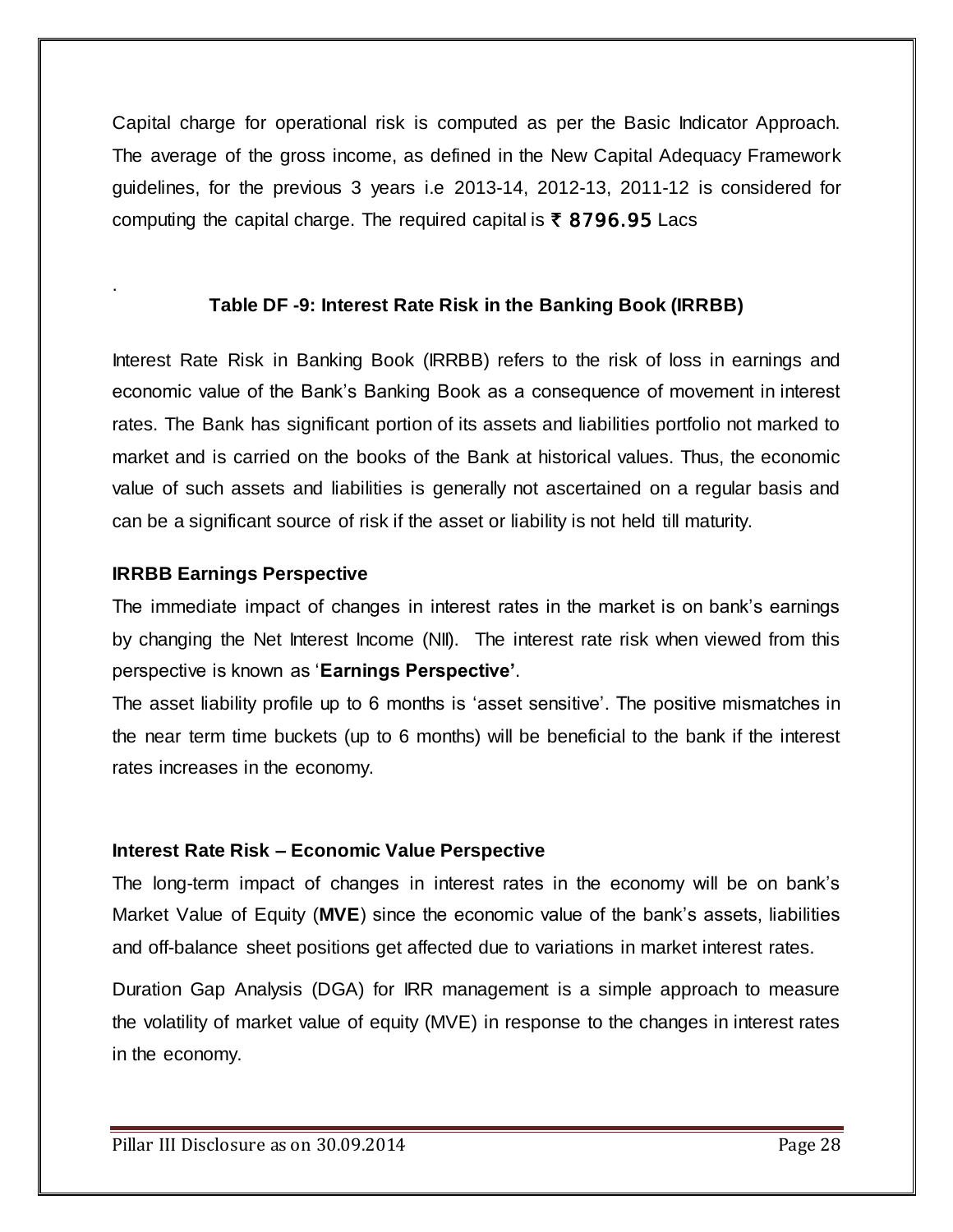Capital charge for operational risk is computed as per the Basic Indicator Approach. The average of the gross income, as defined in the New Capital Adequacy Framework guidelines, for the previous 3 years i.e 2013-14, 2012-13, 2011-12 is considered for computing the capital charge. The required capital is ₹ 8796.95 Lacs

.

### Table DF -9: Interest Rate Risk in the Banking Book (IRRBB)

Interest Rate Risk in Banking Book (IRRBB) refers to the risk of loss in earnings and economic value of the Bank's Banking Book as a consequence of movement in interest rates. The Bank has significant portion of its assets and liabilities portfolio not marked to market and is carried on the books of the Bank at historical values. Thus, the economic value of such assets and liabilities is generally not ascertained on a regular basis and can be a significant source of risk if the asset or liability is not held till maturity.

**IRRBB Earnings Perspective**

The immediate impact of changes in interest rates in the market is on bank's earnings by changing the Net Interest Income (NII). The interest rate risk when viewed from this perspective is known as '**Earnings Perspective'**.

The asset liability profile up to 6 months is 'asset sensitive'. The positive mismatches in the near term time buckets (up to 6 months) will be beneficial to the bank if the interest rates increases in the economy.

**Interest Rate Risk – Economic Value Perspective**

The long-term impact of changes in interest rates in the economy will be on bank's Market Value of Equity (**MVE**) since the economic value of the bank's assets, liabilities and off-balance sheet positions get affected due to variations in market interest rates.

Duration Gap Analysis (DGA) for IRR management is a simple approach to measure the volatility of market value of equity (MVE) in response to the changes in interest rates in the economy.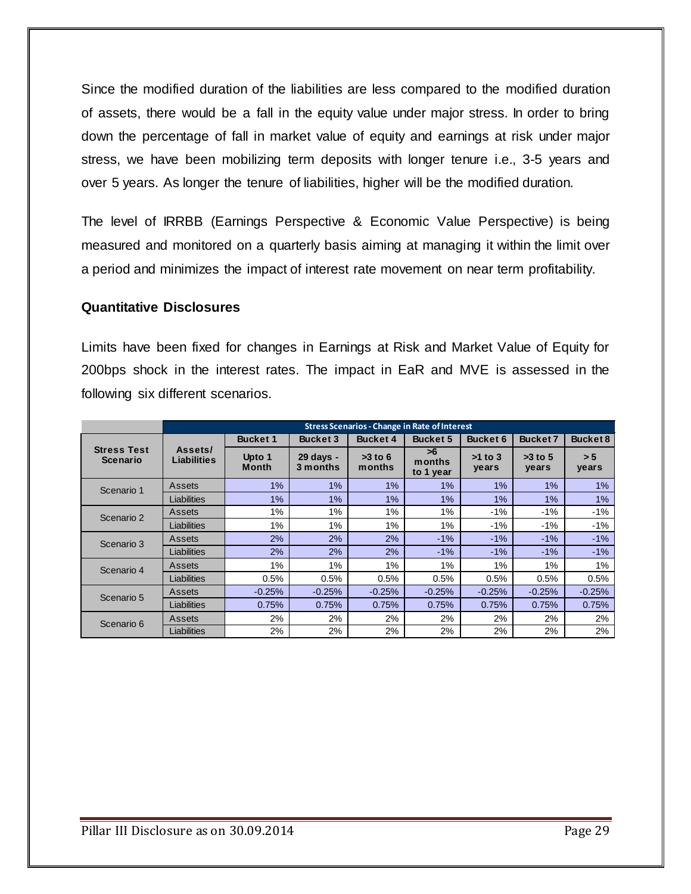Since the modified duration of the liabilities are less compared to the modified duration of assets, there would be a fall in the equity value under major stress. In order to bring down the percentage of fall in market value of equity and earnings at risk under major stress, we have been mobilizing term deposits with longer tenure i.e., 3-5 years and over 5 years. As longer the tenure of liabilities, higher will be the modified duration.

The level of IRRBB (Earnings Perspective & Economic Value Perspective) is being measured and monitored on a quarterly basis aiming at managing it within the limit over a period and minimizes the impact of interest rate movement on near term profitability.

**Quantitative Disclosures**

Limits have been fixed for changes in Earnings at Risk and Market Value of Equity for 200bps shock in the interest rates. The impact in EaR and MVE is assessed in the following six different scenarios.

| | | Stress Scenarios - Change in Rate of Interest | | | | | | |
|---|---|---|---|---|---|---|---|---|
| **Stress Test Scenario** | **Assets/ Liabilities** | **Bucket 1** | **Bucket 3** | **Bucket 4** | **Bucket 5** | **Bucket 6** | **Bucket 7** | **Bucket 8** |
| | | **Upto 1 Month** | **29 days - 3 months** | **>3 to 6 months** | **>6 months to 1 year** | **>1 to 3 years** | **>3 to 5 years** | **> 5 years** |
| Scenario 1 | Assets | 1% | 1% | 1% | 1% | 1% | 1% | 1% |
| | Liabilities | 1% | 1% | 1% | 1% | 1% | 1% | 1% |
| Scenario 2 | Assets | 1% | 1% | 1% | 1% | -1% | -1% | -1% |
| | Liabilities | 1% | 1% | 1% | 1% | -1% | -1% | -1% |
| Scenario 3 | Assets | 2% | 2% | 2% | -1% | -1% | -1% | -1% |
| | Liabilities | 2% | 2% | 2% | -1% | -1% | -1% | -1% |
| Scenario 4 | Assets | 1% | 1% | 1% | 1% | 1% | 1% | 1% |
| | Liabilities | 0.5% | 0.5% | 0.5% | 0.5% | 0.5% | 0.5% | 0.5% |
| Scenario 5 | Assets | -0.25% | -0.25% | -0.25% | -0.25% | -0.25% | -0.25% | -0.25% |
| | Liabilities | 0.75% | 0.75% | 0.75% | 0.75% | 0.75% | 0.75% | 0.75% |
| Scenario 6 | Assets | 2% | 2% | 2% | 2% | 2% | 2% | 2% |
| | Liabilities | 2% | 2% | 2% | 2% | 2% | 2% | 2% |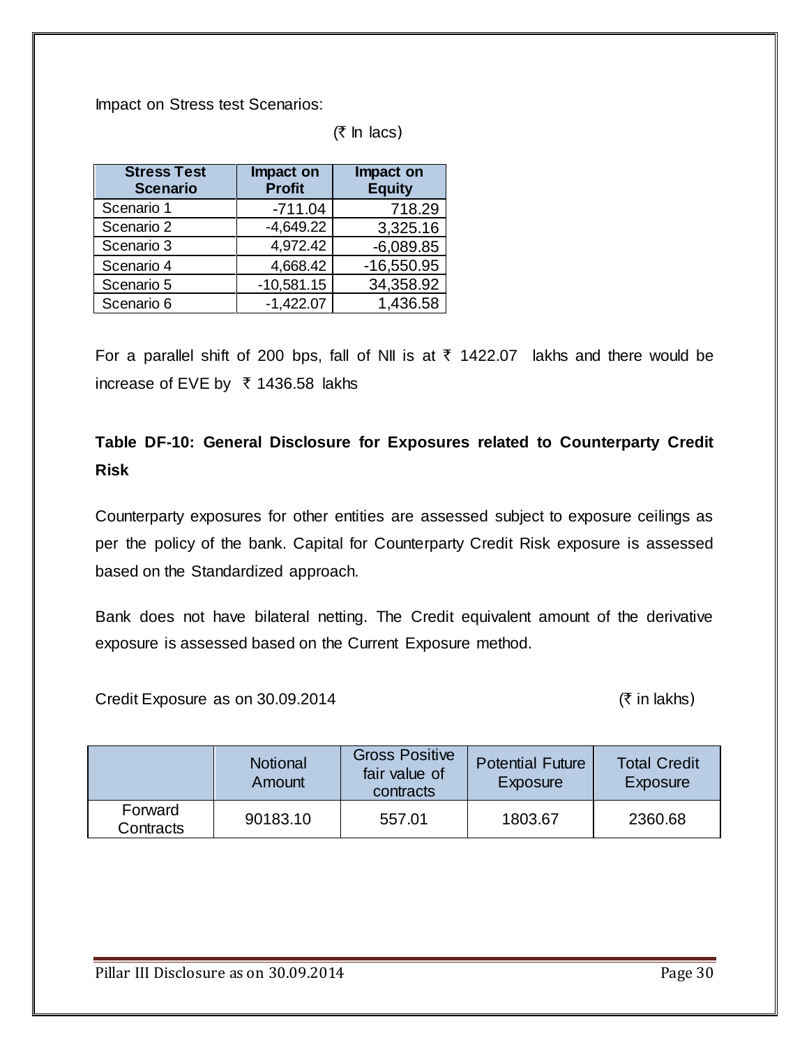Impact on Stress test Scenarios:

(₹ In lacs)

| Stress Test Scenario | Impact on Profit | Impact on Equity |
|---|---|---|
| Scenario 1 | -711.04 | 718.29 |
| Scenario 2 | -4,649.22 | 3,325.16 |
| Scenario 3 | 4,972.42 | -6,089.85 |
| Scenario 4 | 4,668.42 | -16,550.95 |
| Scenario 5 | -10,581.15 | 34,358.92 |
| Scenario 6 | -1,422.07 | 1,436.58 |

For a parallel shift of 200 bps, fall of NII is at ₹ 1422.07 lakhs and there would be increase of EVE by ₹ 1436.58 lakhs

## Table DF-10: General Disclosure for Exposures related to Counterparty Credit Risk

Counterparty exposures for other entities are assessed subject to exposure ceilings as per the policy of the bank. Capital for Counterparty Credit Risk exposure is assessed based on the Standardized approach.

Bank does not have bilateral netting. The Credit equivalent amount of the derivative exposure is assessed based on the Current Exposure method.

Credit Exposure as on 30.09.2014 (₹ in lakhs)

| | Notional Amount | Gross Positive fair value of contracts | Potential Future Exposure | Total Credit Exposure |
|---|---|---|---|---|
| Forward Contracts | 90183.10 | 557.01 | 1803.67 | 2360.68 |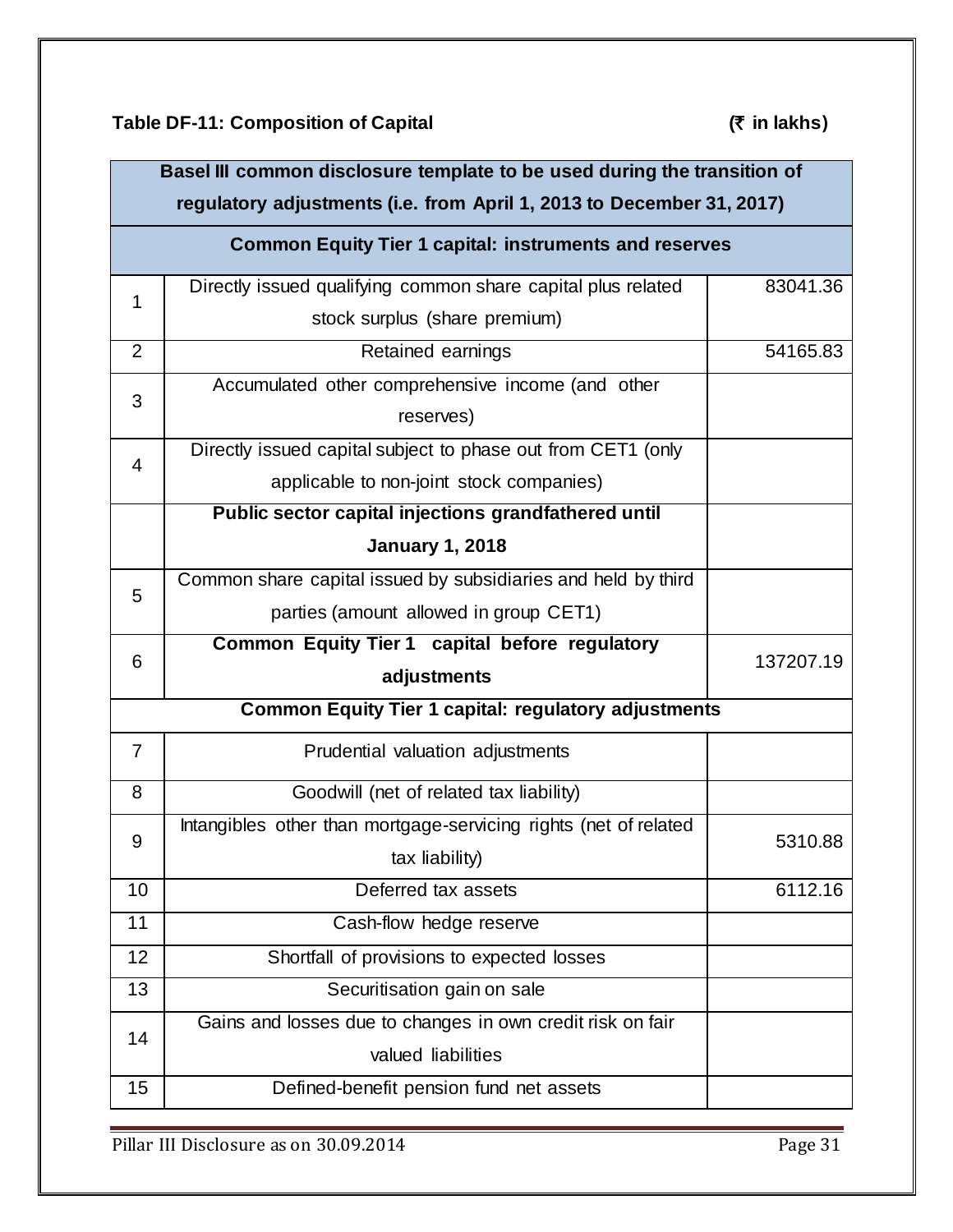**Table DF-11: Composition of Capital** **(₹ in lakhs)**

| Basel III common disclosure template to be used during the transition of regulatory adjustments (i.e. from April 1, 2013 to December 31, 2017) | | |
|---|---|---|
| **Common Equity Tier 1 capital: instruments and reserves** | | |
| 1 | Directly issued qualifying common share capital plus related stock surplus (share premium) | 83041.36 |
| 2 | Retained earnings | 54165.83 |
| 3 | Accumulated other comprehensive income (and other reserves) | |
| 4 | Directly issued capital subject to phase out from CET1 (only applicable to non-joint stock companies) | |
| | **Public sector capital injections grandfathered until January 1, 2018** | |
| 5 | Common share capital issued by subsidiaries and held by third parties (amount allowed in group CET1) | |
| 6 | **Common Equity Tier 1 capital before regulatory adjustments** | 137207.19 |
| **Common Equity Tier 1 capital: regulatory adjustments** | | |
| 7 | Prudential valuation adjustments | |
| 8 | Goodwill (net of related tax liability) | |
| 9 | Intangibles other than mortgage-servicing rights (net of related tax liability) | 5310.88 |
| 10 | Deferred tax assets | 6112.16 |
| 11 | Cash-flow hedge reserve | |
| 12 | Shortfall of provisions to expected losses | |
| 13 | Securitisation gain on sale | |
| 14 | Gains and losses due to changes in own credit risk on fair valued liabilities | |
| 15 | Defined-benefit pension fund net assets | |

Pillar III Disclosure as on 30.09.2014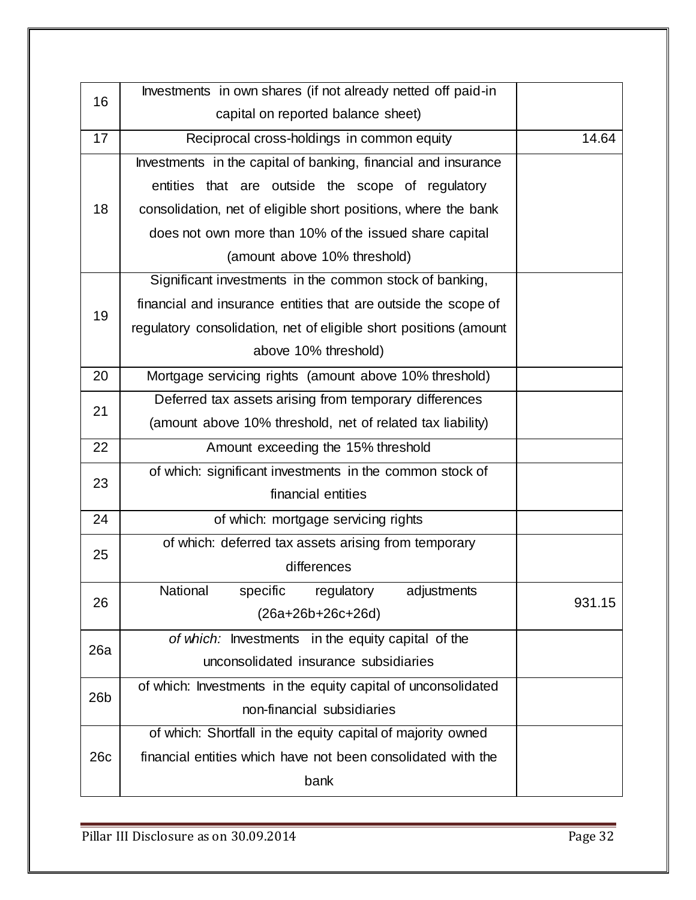| 16 | Investments in own shares (if not already netted off paid-in capital on reported balance sheet) | |
|---|---|---|
| 17 | Reciprocal cross-holdings in common equity | 14.64 |
| 18 | Investments in the capital of banking, financial and insurance entities that are outside the scope of regulatory consolidation, net of eligible short positions, where the bank does not own more than 10% of the issued share capital (amount above 10% threshold) | |
| 19 | Significant investments in the common stock of banking, financial and insurance entities that are outside the scope of regulatory consolidation, net of eligible short positions (amount above 10% threshold) | |
| 20 | Mortgage servicing rights (amount above 10% threshold) | |
| 21 | Deferred tax assets arising from temporary differences (amount above 10% threshold, net of related tax liability) | |
| 22 | Amount exceeding the 15% threshold | |
| 23 | of which: significant investments in the common stock of financial entities | |
| 24 | of which: mortgage servicing rights | |
| 25 | of which: deferred tax assets arising from temporary differences | |
| 26 | National specific regulatory adjustments (26a+26b+26c+26d) | 931.15 |
| 26a | *of which:* Investments in the equity capital of the unconsolidated insurance subsidiaries | |
| 26b | of which: Investments in the equity capital of unconsolidated non-financial subsidiaries | |
| 26c | of which: Shortfall in the equity capital of majority owned financial entities which have not been consolidated with the bank | |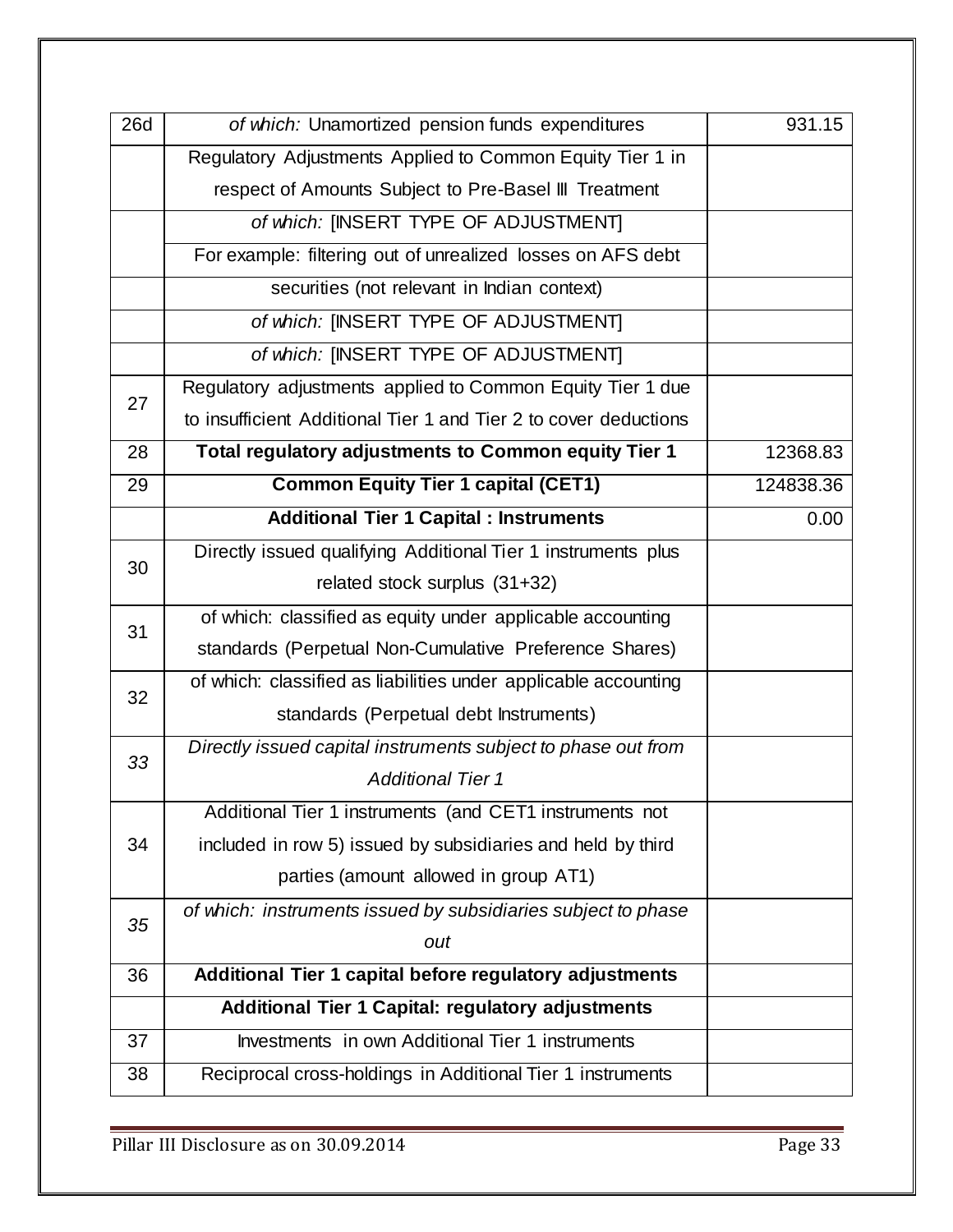| 26d | *of which:* Unamortized pension funds expenditures | 931.15 |
|---|---|---|
| | Regulatory Adjustments Applied to Common Equity Tier 1 in respect of Amounts Subject to Pre-Basel III Treatment | |
| | *of which:* [INSERT TYPE OF ADJUSTMENT] | |
| | For example: filtering out of unrealized losses on AFS debt | |
| | securities (not relevant in Indian context) | |
| | *of which:* [INSERT TYPE OF ADJUSTMENT] | |
| | *of which:* [INSERT TYPE OF ADJUSTMENT] | |
| 27 | Regulatory adjustments applied to Common Equity Tier 1 due to insufficient Additional Tier 1 and Tier 2 to cover deductions | |
| 28 | **Total regulatory adjustments to Common equity Tier 1** | 12368.83 |
| 29 | **Common Equity Tier 1 capital (CET1)** | 124838.36 |
| | **Additional Tier 1 Capital : Instruments** | 0.00 |
| 30 | Directly issued qualifying Additional Tier 1 instruments plus related stock surplus (31+32) | |
| 31 | of which: classified as equity under applicable accounting standards (Perpetual Non-Cumulative Preference Shares) | |
| 32 | of which: classified as liabilities under applicable accounting standards (Perpetual debt Instruments) | |
| *33* | *Directly issued capital instruments subject to phase out from Additional Tier 1* | |
| 34 | Additional Tier 1 instruments (and CET1 instruments not included in row 5) issued by subsidiaries and held by third parties (amount allowed in group AT1) | |
| *35* | *of which: instruments issued by subsidiaries subject to phase out* | |
| 36 | **Additional Tier 1 capital before regulatory adjustments** | |
| | **Additional Tier 1 Capital: regulatory adjustments** | |
| 37 | Investments in own Additional Tier 1 instruments | |
| 38 | Reciprocal cross-holdings in Additional Tier 1 instruments | |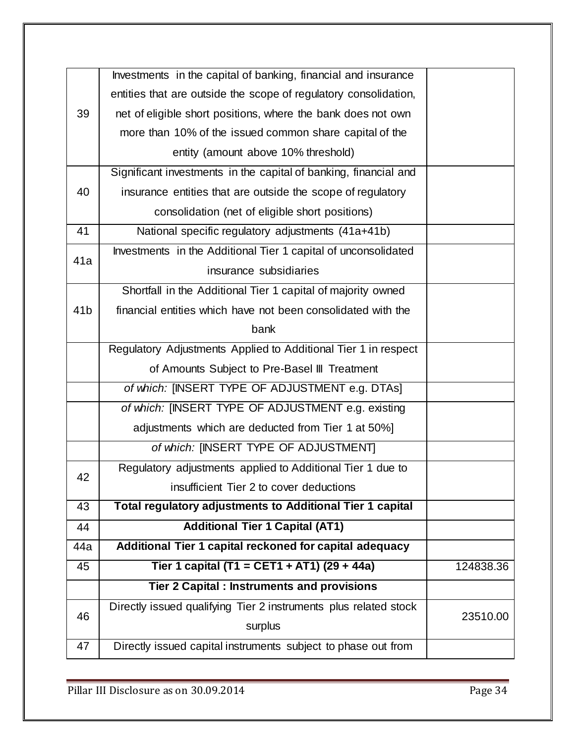| | | |
|---|---|---|
| 39 | Investments in the capital of banking, financial and insurance entities that are outside the scope of regulatory consolidation, net of eligible short positions, where the bank does not own more than 10% of the issued common share capital of the entity (amount above 10% threshold) | |
| 40 | Significant investments in the capital of banking, financial and insurance entities that are outside the scope of regulatory consolidation (net of eligible short positions) | |
| 41 | National specific regulatory adjustments (41a+41b) | |
| 41a | Investments in the Additional Tier 1 capital of unconsolidated insurance subsidiaries | |
| 41b | Shortfall in the Additional Tier 1 capital of majority owned financial entities which have not been consolidated with the bank | |
| | Regulatory Adjustments Applied to Additional Tier 1 in respect of Amounts Subject to Pre-Basel III Treatment | |
| | *of which:* [INSERT TYPE OF ADJUSTMENT e.g. DTAs] | |
| | *of which:* [INSERT TYPE OF ADJUSTMENT e.g. existing adjustments which are deducted from Tier 1 at 50%] | |
| | *of which:* [INSERT TYPE OF ADJUSTMENT] | |
| 42 | Regulatory adjustments applied to Additional Tier 1 due to insufficient Tier 2 to cover deductions | |
| 43 | **Total regulatory adjustments to Additional Tier 1 capital** | |
| 44 | **Additional Tier 1 Capital (AT1)** | |
| 44a | **Additional Tier 1 capital reckoned for capital adequacy** | |
| 45 | **Tier 1 capital (T1 = CET1 + AT1) (29 + 44a)** | 124838.36 |
| | **Tier 2 Capital : Instruments and provisions** | |
| 46 | Directly issued qualifying Tier 2 instruments plus related stock surplus | 23510.00 |
| 47 | Directly issued capital instruments subject to phase out from | |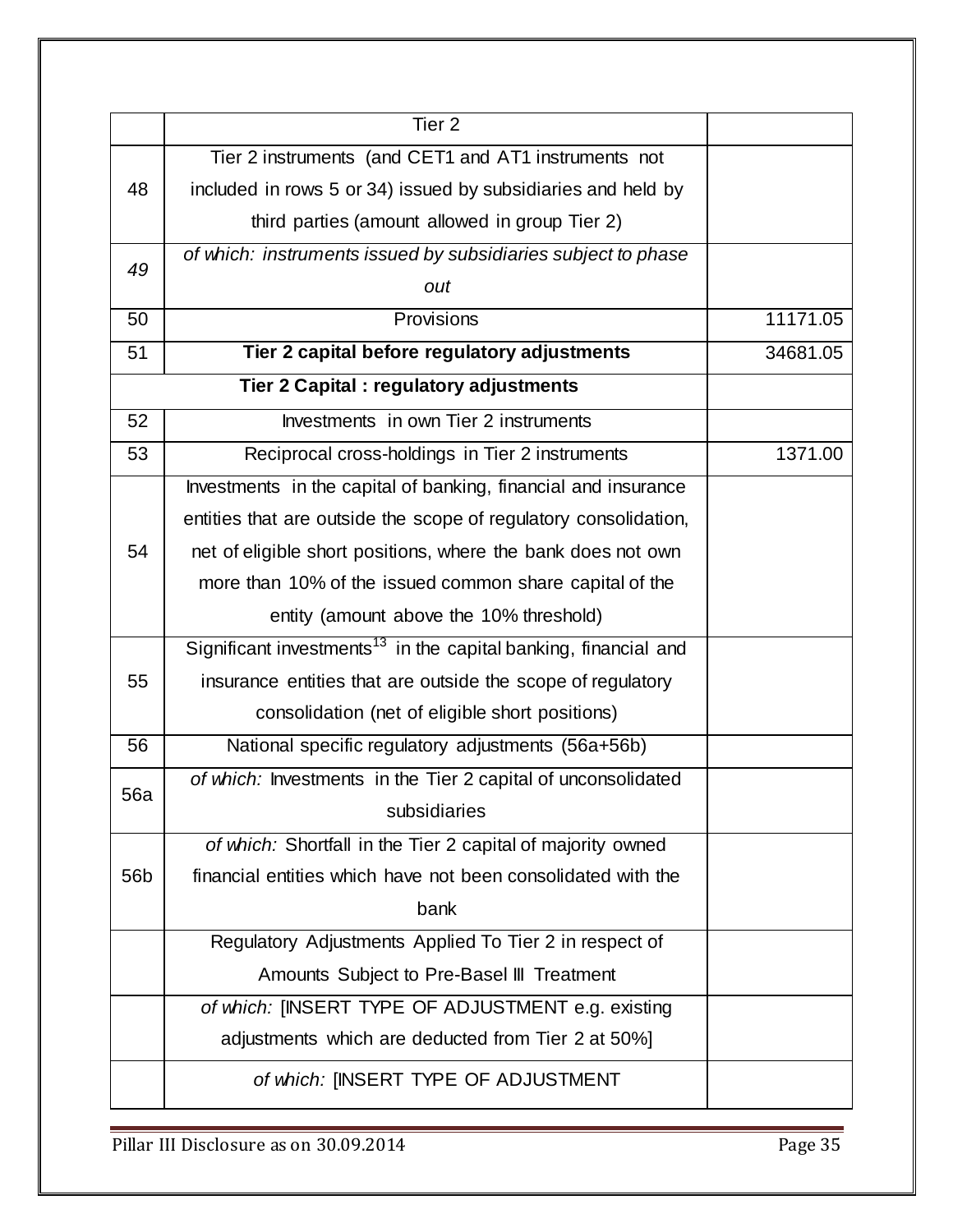| | Tier 2 | |
|---|---|---|
| 48 | Tier 2 instruments (and CET1 and AT1 instruments not included in rows 5 or 34) issued by subsidiaries and held by third parties (amount allowed in group Tier 2) | |
| *49* | *of which: instruments issued by subsidiaries subject to phase out* | |
| 50 | Provisions | 11171.05 |
| 51 | **Tier 2 capital before regulatory adjustments** | 34681.05 |
| **Tier 2 Capital : regulatory adjustments** | | |
| 52 | Investments in own Tier 2 instruments | |
| 53 | Reciprocal cross-holdings in Tier 2 instruments | 1371.00 |
| 54 | Investments in the capital of banking, financial and insurance entities that are outside the scope of regulatory consolidation, net of eligible short positions, where the bank does not own more than 10% of the issued common share capital of the entity (amount above the 10% threshold) | |
| 55 | Significant investments[13] in the capital banking, financial and insurance entities that are outside the scope of regulatory consolidation (net of eligible short positions) | |
| 56 | National specific regulatory adjustments (56a+56b) | |
| 56a | *of which:* Investments in the Tier 2 capital of unconsolidated subsidiaries | |
| 56b | *of which:* Shortfall in the Tier 2 capital of majority owned financial entities which have not been consolidated with the bank | |
| | Regulatory Adjustments Applied To Tier 2 in respect of Amounts Subject to Pre-Basel III Treatment | |
| | *of which:* [INSERT TYPE OF ADJUSTMENT e.g. existing adjustments which are deducted from Tier 2 at 50%] | |
| | *of which:* [INSERT TYPE OF ADJUSTMENT | |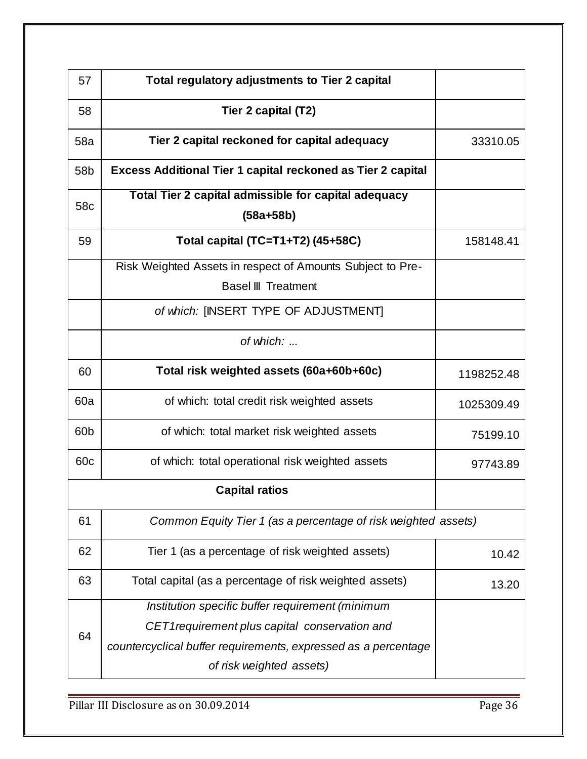| 57 | **Total regulatory adjustments to Tier 2 capital** | |
|---|---|---|
| 58 | **Tier 2 capital (T2)** | |
| 58a | **Tier 2 capital reckoned for capital adequacy** | 33310.05 |
| 58b | **Excess Additional Tier 1 capital reckoned as Tier 2 capital** | |
| 58c | **Total Tier 2 capital admissible for capital adequacy (58a+58b)** | |
| 59 | **Total capital (TC=T1+T2) (45+58C)** | 158148.41 |
| | Risk Weighted Assets in respect of Amounts Subject to Pre-Basel III Treatment | |
| | *of which:* [INSERT TYPE OF ADJUSTMENT] | |
| | *of which: ...* | |
| 60 | **Total risk weighted assets (60a+60b+60c)** | 1198252.48 |
| 60a | of which: total credit risk weighted assets | 1025309.49 |
| 60b | of which: total market risk weighted assets | 75199.10 |
| 60c | of which: total operational risk weighted assets | 97743.89 |
| | **Capital ratios** | |
| 61 | *Common Equity Tier 1 (as a percentage of risk weighted assets)* | |
| 62 | Tier 1 (as a percentage of risk weighted assets) | 10.42 |
| 63 | Total capital (as a percentage of risk weighted assets) | 13.20 |
| 64 | *Institution specific buffer requirement (minimum CET1requirement plus capital conservation and countercyclical buffer requirements, expressed as a percentage of risk weighted assets)* | |

Pillar III Disclosure as on 30.09.2014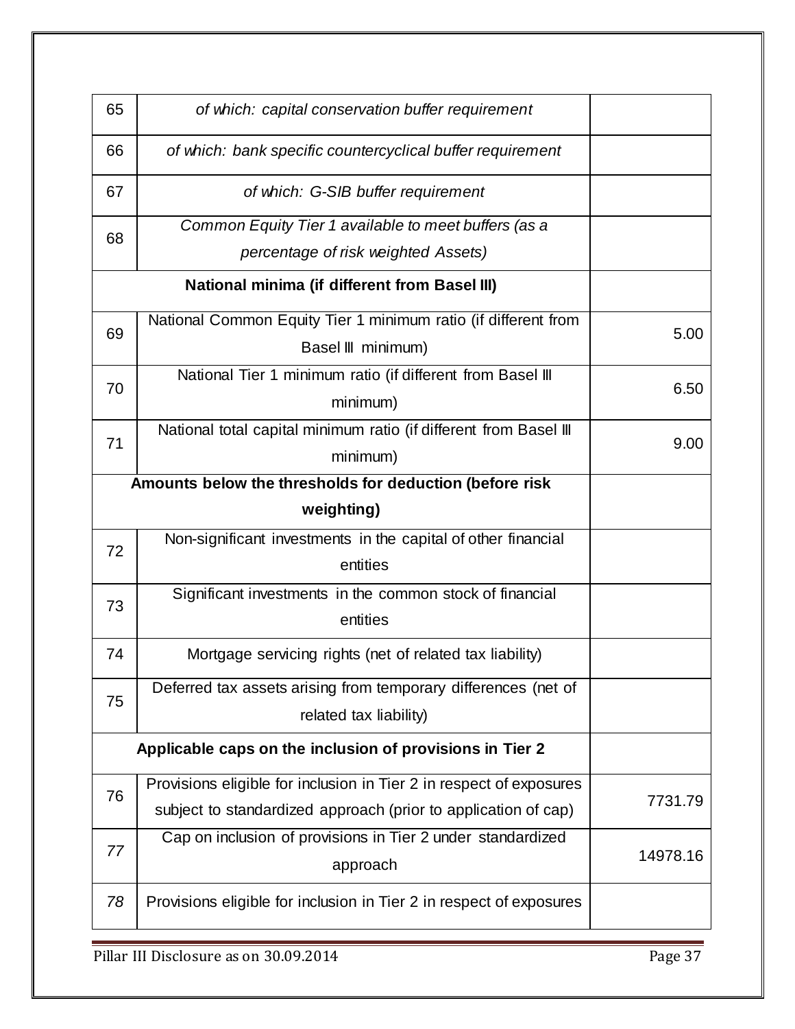| | | |
|---|---|---|
| 65 | *of which: capital conservation buffer requirement* | |
| 66 | *of which: bank specific countercyclical buffer requirement* | |
| 67 | *of which: G-SIB buffer requirement* | |
| 68 | *Common Equity Tier 1 available to meet buffers (as a percentage of risk weighted Assets)* | |
| **National minima (if different from Basel III)** | | |
| 69 | National Common Equity Tier 1 minimum ratio (if different from Basel III minimum) | 5.00 |
| 70 | National Tier 1 minimum ratio (if different from Basel III minimum) | 6.50 |
| 71 | National total capital minimum ratio (if different from Basel III minimum) | 9.00 |
| **Amounts below the thresholds for deduction (before risk weighting)** | | |
| 72 | Non-significant investments in the capital of other financial entities | |
| 73 | Significant investments in the common stock of financial entities | |
| 74 | Mortgage servicing rights (net of related tax liability) | |
| 75 | Deferred tax assets arising from temporary differences (net of related tax liability) | |
| **Applicable caps on the inclusion of provisions in Tier 2** | | |
| 76 | Provisions eligible for inclusion in Tier 2 in respect of exposures subject to standardized approach (prior to application of cap) | 7731.79 |
| *77* | Cap on inclusion of provisions in Tier 2 under standardized approach | 14978.16 |
| *78* | Provisions eligible for inclusion in Tier 2 in respect of exposures | |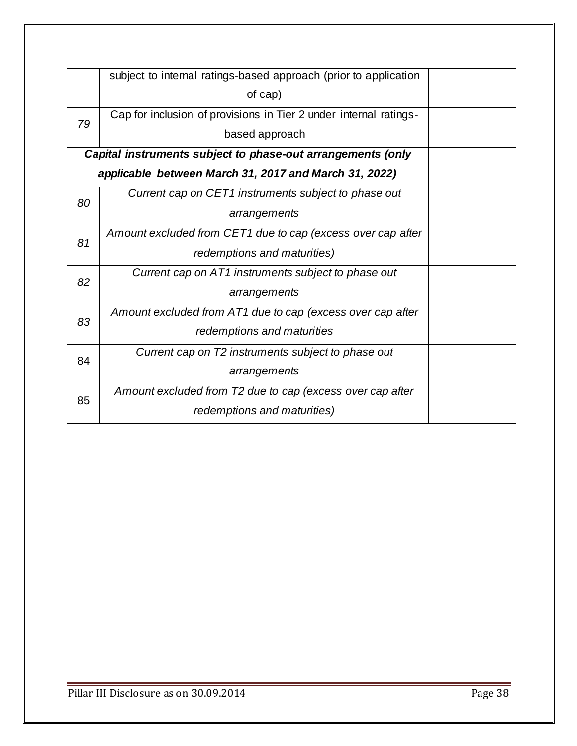| | | |
|---|---|---|
| | subject to internal ratings-based approach (prior to application of cap) | |
| 79 | Cap for inclusion of provisions in Tier 2 under internal ratings-based approach | |
| ***Capital instruments subject to phase-out arrangements (only applicable between March 31, 2017 and March 31, 2022)*** | | |
| *80* | *Current cap on CET1 instruments subject to phase out arrangements* | |
| *81* | *Amount excluded from CET1 due to cap (excess over cap after redemptions and maturities)* | |
| *82* | *Current cap on AT1 instruments subject to phase out arrangements* | |
| *83* | *Amount excluded from AT1 due to cap (excess over cap after redemptions and maturities* | |
| 84 | *Current cap on T2 instruments subject to phase out arrangements* | |
| 85 | *Amount excluded from T2 due to cap (excess over cap after redemptions and maturities)* | |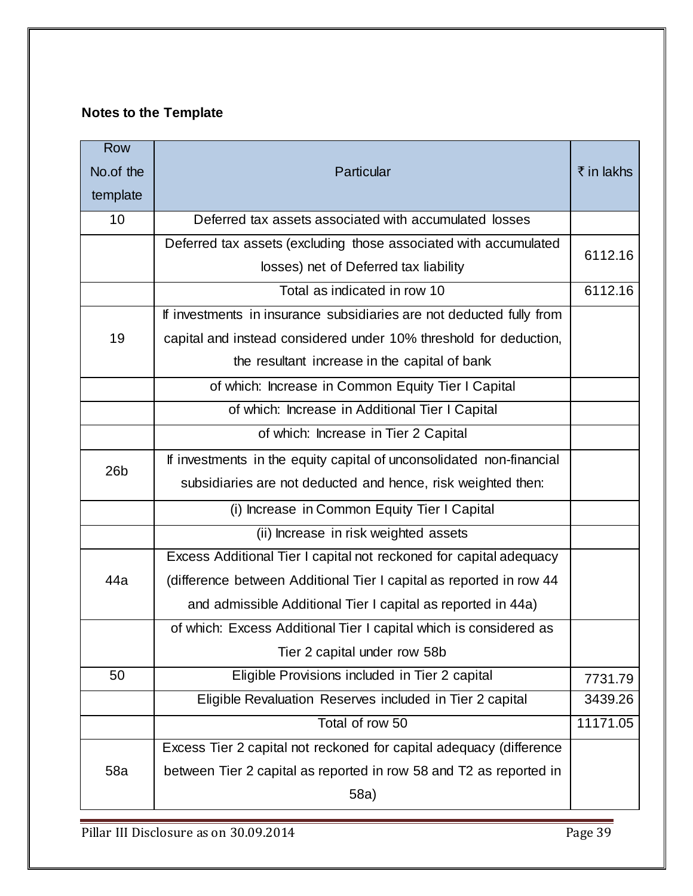**Notes to the Template**

| Row No.of the template | Particular | ₹ in lakhs |
|---|---|---|
| 10 | Deferred tax assets associated with accumulated losses | |
| | Deferred tax assets (excluding those associated with accumulated losses) net of Deferred tax liability | 6112.16 |
| | Total as indicated in row 10 | 6112.16 |
| 19 | If investments in insurance subsidiaries are not deducted fully from capital and instead considered under 10% threshold for deduction, the resultant increase in the capital of bank | |
| | of which: Increase in Common Equity Tier I Capital | |
| | of which: Increase in Additional Tier I Capital | |
| | of which: Increase in Tier 2 Capital | |
| 26b | If investments in the equity capital of unconsolidated non-financial subsidiaries are not deducted and hence, risk weighted then: | |
| | (i) Increase in Common Equity Tier I Capital | |
| | (ii) Increase in risk weighted assets | |
| 44a | Excess Additional Tier I capital not reckoned for capital adequacy (difference between Additional Tier I capital as reported in row 44 and admissible Additional Tier I capital as reported in 44a) | |
| | of which: Excess Additional Tier I capital which is considered as Tier 2 capital under row 58b | |
| 50 | Eligible Provisions included in Tier 2 capital | 7731.79 |
| | Eligible Revaluation Reserves included in Tier 2 capital | 3439.26 |
| | Total of row 50 | 11171.05 |
| 58a | Excess Tier 2 capital not reckoned for capital adequacy (difference between Tier 2 capital as reported in row 58 and T2 as reported in 58a) | |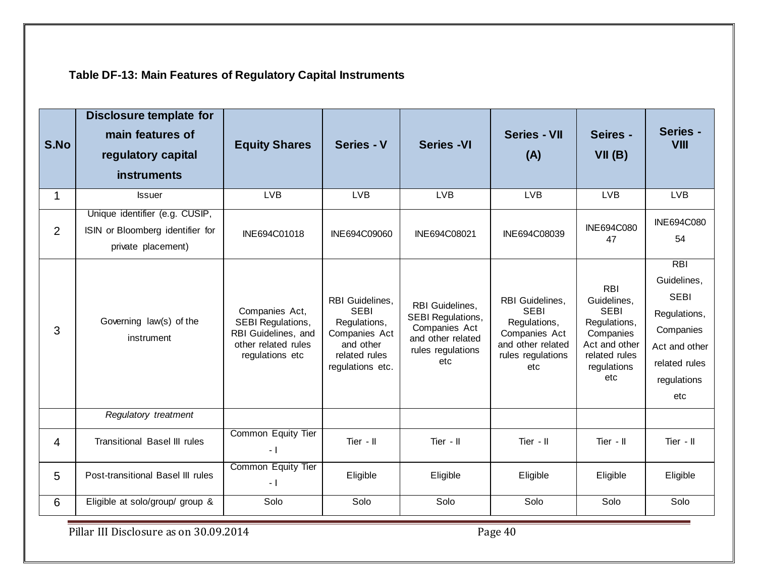**Table DF-13: Main Features of Regulatory Capital Instruments**

| S.No | Disclosure template for main features of regulatory capital instruments | Equity Shares | Series - V | Series -VI | Series - VII (A) | Seires - VII (B) | Series - VIII |
|---|---|---|---|---|---|---|---|
| 1 | Issuer | LVB | LVB | LVB | LVB | LVB | LVB |
| 2 | Unique identifier (e.g. CUSIP, ISIN or Bloomberg identifier for private placement) | INE694C01018 | INE694C09060 | INE694C08021 | INE694C08039 | INE694C08047 | INE694C08054 |
| 3 | Governing law(s) of the instrument | Companies Act, SEBI Regulations, RBI Guidelines, and other related rules regulations etc | RBI Guidelines, SEBI Regulations, Companies Act and other related rules regulations etc. | RBI Guidelines, SEBI Regulations, Companies Act and other related rules regulations etc | RBI Guidelines, SEBI Regulations, Companies Act and other related rules regulations etc | RBI Guidelines, SEBI Regulations, Companies Act and other related rules regulations etc | RBI Guidelines, SEBI Regulations, Companies Act and other related rules regulations etc |
| | *Regulatory treatment* | | | | | | |
| 4 | Transitional Basel III rules | Common Equity Tier - I | Tier - II | Tier - II | Tier - II | Tier - II | Tier - II |
| 5 | Post-transitional Basel III rules | Common Equity Tier - I | Eligible | Eligible | Eligible | Eligible | Eligible |
| 6 | Eligible at solo/group/ group & | Solo | Solo | Solo | Solo | Solo | Solo |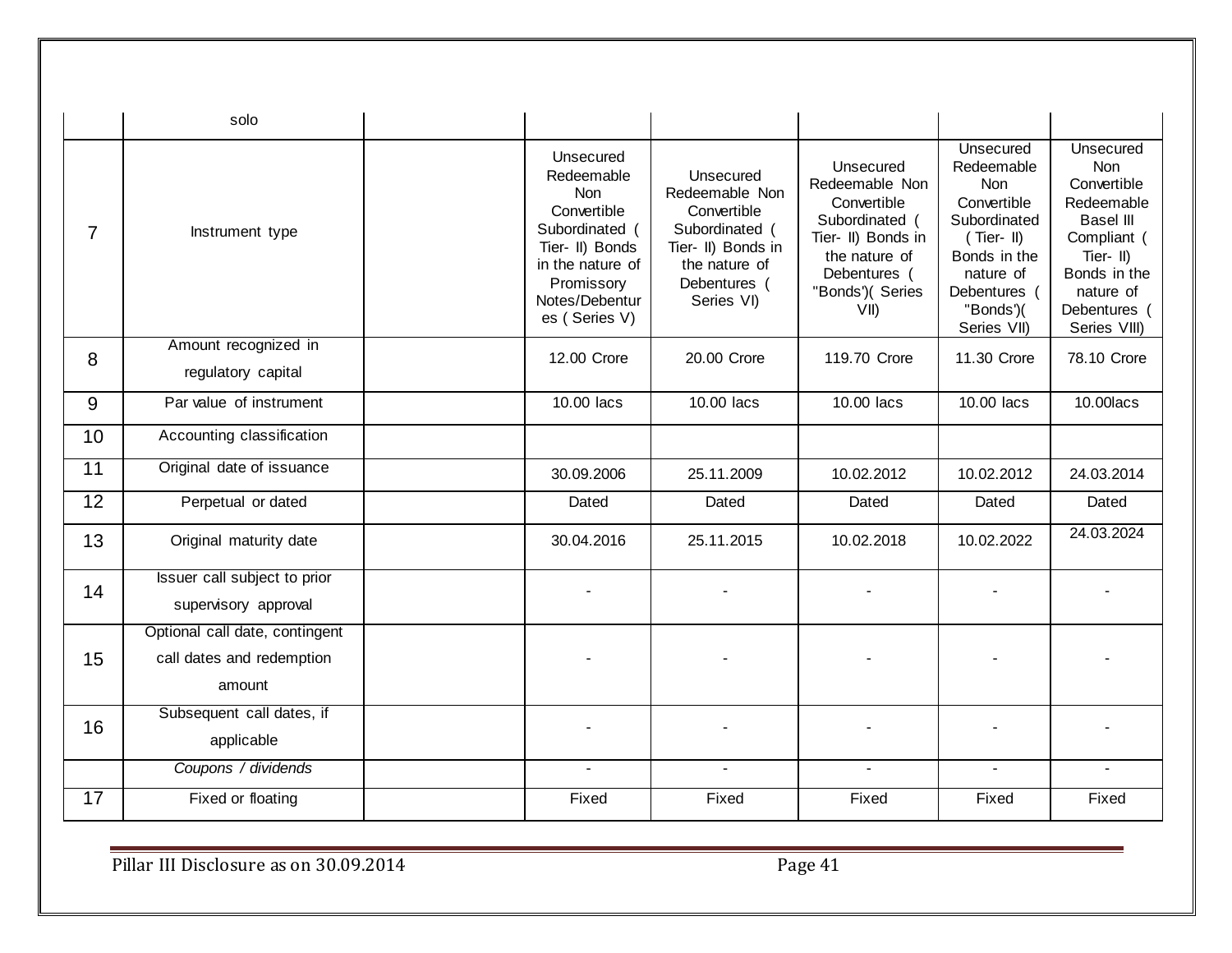| | solo | | | | | | |
|---|---|---|---|---|---|---|---|
| 7 | Instrument type | | Unsecured Redeemable Non Convertible Subordinated ( Tier- II) Bonds in the nature of Promissory Notes/Debentures ( Series V) | Unsecured Redeemable Non Convertible Subordinated ( Tier- II) Bonds in the nature of Debentures ( Series VI) | Unsecured Redeemable Non Convertible Subordinated ( Tier- II) Bonds in the nature of Debentures ( "Bonds')( Series VII) | Unsecured Redeemable Non Convertible Subordinated ( Tier- II) Bonds in the nature of Debentures ( "Bonds')( Series VII) | Unsecured Non Convertible Redeemable Basel III Compliant ( Tier- II) Bonds in the nature of Debentures ( Series VIII) |
| 8 | Amount recognized in regulatory capital | | 12.00 Crore | 20.00 Crore | 119.70 Crore | 11.30 Crore | 78.10 Crore |
| 9 | Par value of instrument | | 10.00 lacs | 10.00 lacs | 10.00 lacs | 10.00 lacs | 10.00lacs |
| 10 | Accounting classification | | | | | | |
| 11 | Original date of issuance | | 30.09.2006 | 25.11.2009 | 10.02.2012 | 10.02.2012 | 24.03.2014 |
| 12 | Perpetual or dated | | Dated | Dated | Dated | Dated | Dated |
| 13 | Original maturity date | | 30.04.2016 | 25.11.2015 | 10.02.2018 | 10.02.2022 | 24.03.2024 |
| 14 | Issuer call subject to prior supervisory approval | | - | - | - | - | - |
| 15 | Optional call date, contingent call dates and redemption amount | | - | - | - | - | - |
| 16 | Subsequent call dates, if applicable | | - | - | - | - | - |
| | *Coupons / dividends* | | - | - | - | - | - |
| 17 | Fixed or floating | | Fixed | Fixed | Fixed | Fixed | Fixed |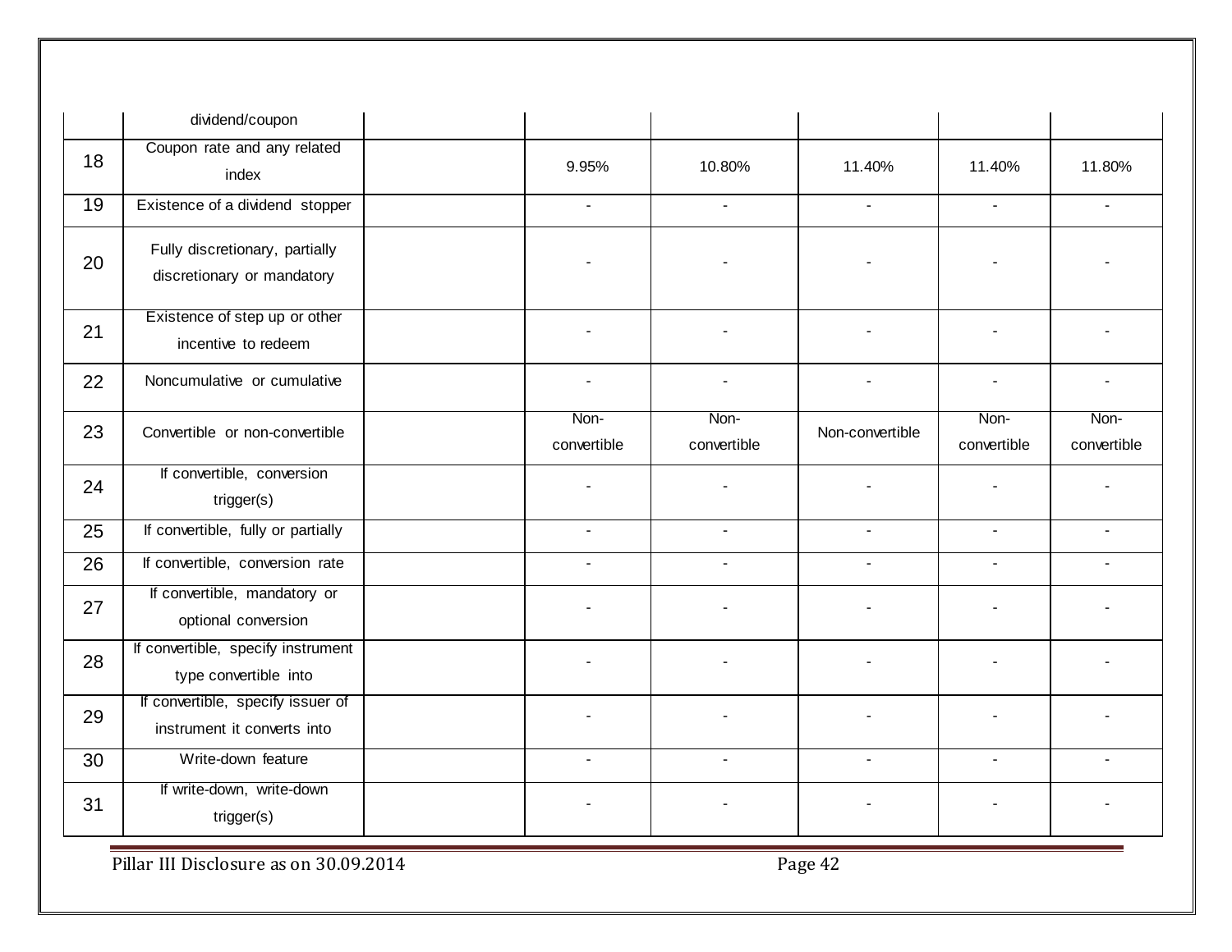| | dividend/coupon | | | | | | |
|---|---|---|---|---|---|---|---|
| 18 | Coupon rate and any related index | | 9.95% | 10.80% | 11.40% | 11.40% | 11.80% |
| 19 | Existence of a dividend stopper | | - | - | - | - | - |
| 20 | Fully discretionary, partially discretionary or mandatory | | - | - | - | - | - |
| 21 | Existence of step up or other incentive to redeem | | - | - | - | - | - |
| 22 | Noncumulative or cumulative | | - | - | - | - | - |
| 23 | Convertible or non-convertible | | Non-convertible | Non-convertible | Non-convertible | Non-convertible | Non-convertible |
| 24 | If convertible, conversion trigger(s) | | - | - | - | - | - |
| 25 | If convertible, fully or partially | | - | - | - | - | - |
| 26 | If convertible, conversion rate | | - | - | - | - | - |
| 27 | If convertible, mandatory or optional conversion | | - | - | - | - | - |
| 28 | If convertible, specify instrument type convertible into | | - | - | - | - | - |
| 29 | If convertible, specify issuer of instrument it converts into | | - | - | - | - | - |
| 30 | Write-down feature | | - | - | - | - | - |
| 31 | If write-down, write-down trigger(s) | | - | - | - | - | - |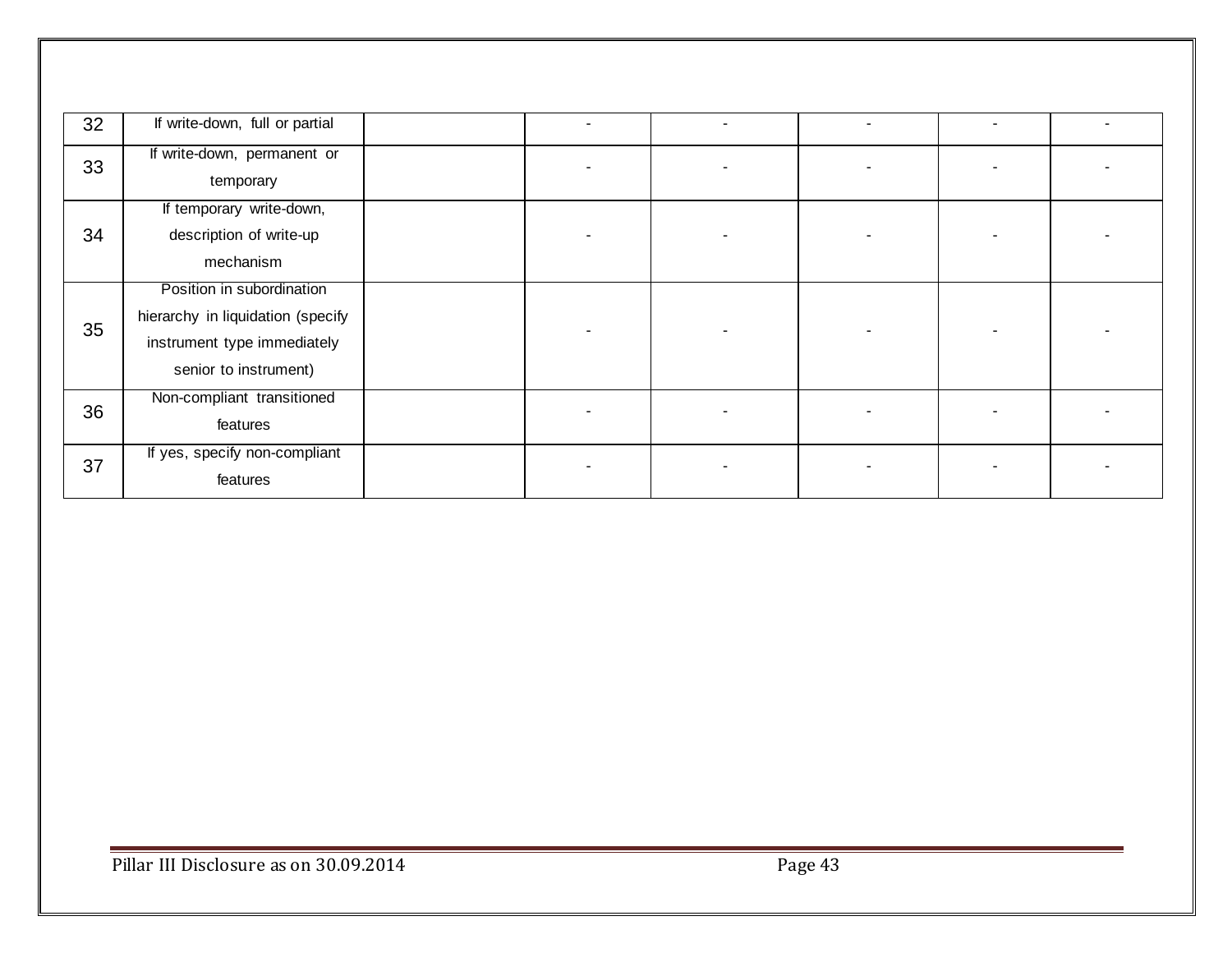| 32 | If write-down, full or partial | | - | - | - | - | - |
|---|---|---|---|---|---|---|---|
| 33 | If write-down, permanent or temporary | | - | - | - | - | - |
| 34 | If temporary write-down, description of write-up mechanism | | - | - | - | - | - |
| 35 | Position in subordination hierarchy in liquidation (specify instrument type immediately senior to instrument) | | - | - | - | - | - |
| 36 | Non-compliant transitioned features | | - | - | - | - | - |
| 37 | If yes, specify non-compliant features | | - | - | - | - | - |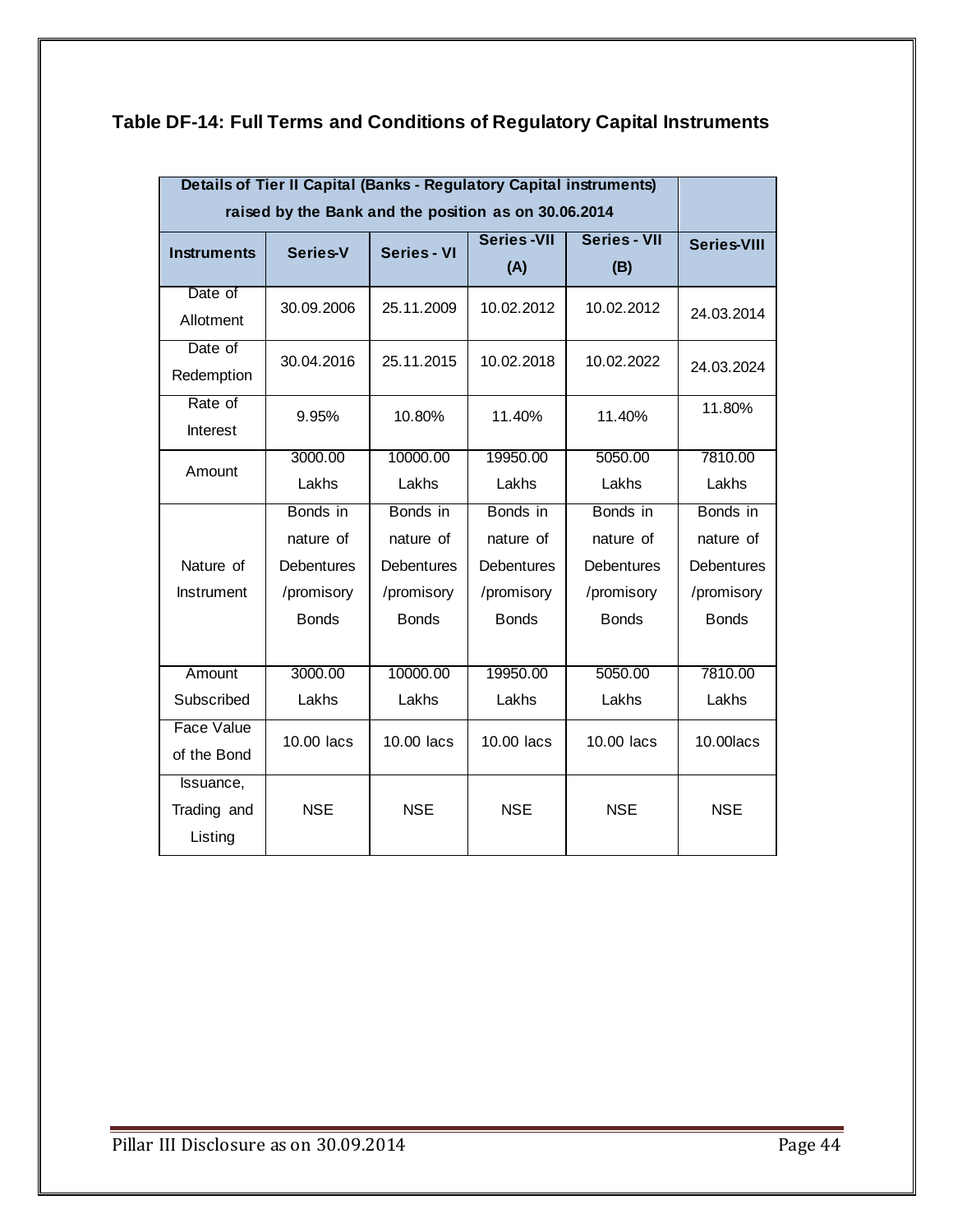**Table DF-14: Full Terms and Conditions of Regulatory Capital Instruments**

| Details of Tier II Capital (Banks - Regulatory Capital instruments) raised by the Bank and the position as on 30.06.2014 | | | | | |
|---|---|---|---|---|---|
| **Instruments** | **Series-V** | **Series - VI** | **Series -VII (A)** | **Series - VII (B)** | **Series-VIII** |
| Date of Allotment | 30.09.2006 | 25.11.2009 | 10.02.2012 | 10.02.2012 | 24.03.2014 |
| Date of Redemption | 30.04.2016 | 25.11.2015 | 10.02.2018 | 10.02.2022 | 24.03.2024 |
| Rate of Interest | 9.95% | 10.80% | 11.40% | 11.40% | 11.80% |
| Amount | 3000.00 Lakhs | 10000.00 Lakhs | 19950.00 Lakhs | 5050.00 Lakhs | 7810.00 Lakhs |
| Nature of Instrument | Bonds in nature of Debentures /promisory Bonds | Bonds in nature of Debentures /promisory Bonds | Bonds in nature of Debentures /promisory Bonds | Bonds in nature of Debentures /promisory Bonds | Bonds in nature of Debentures /promisory Bonds |
| Amount Subscribed | 3000.00 Lakhs | 10000.00 Lakhs | 19950.00 Lakhs | 5050.00 Lakhs | 7810.00 Lakhs |
| Face Value of the Bond | 10.00 lacs | 10.00 lacs | 10.00 lacs | 10.00 lacs | 10.00lacs |
| Issuance, Trading and Listing | NSE | NSE | NSE | NSE | NSE |